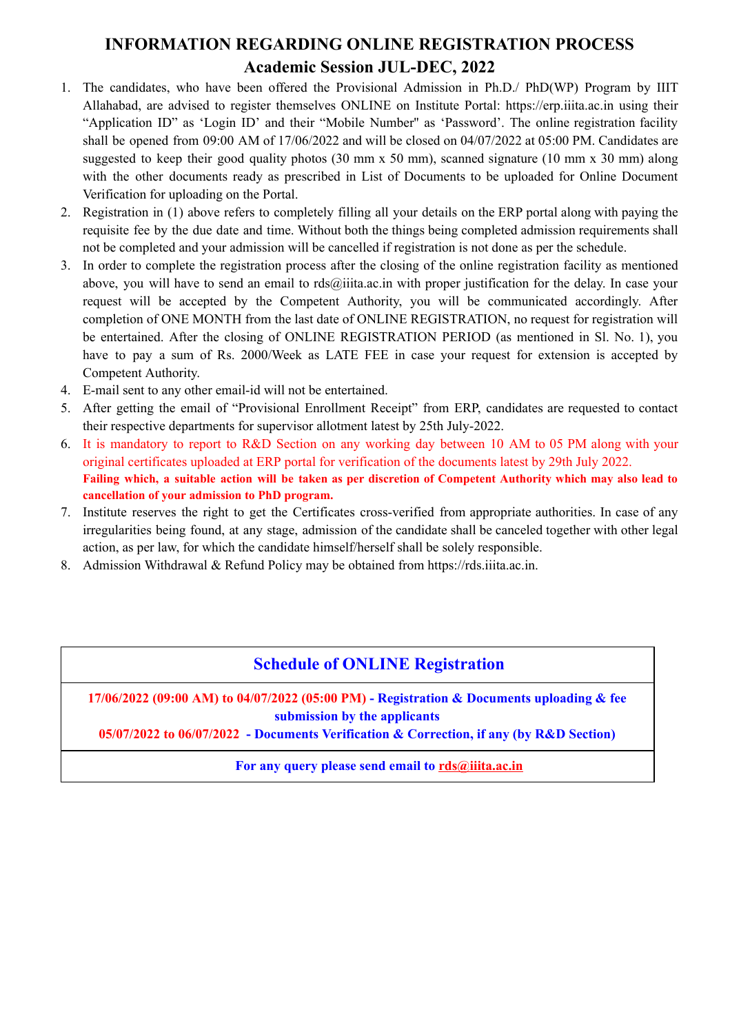# INFORMATION REGARDING ONLINE REGISTRATION PROCESS

## Academic Session JUL-DEC, 2022

1. The candidates, who have been offered the Provisional Admission in Ph.D./ PhD(WP) Program by IIIT Allahabad, are advised to register themselves ONLINE on Institute Portal: https://erp.iiita.ac.in using their "Application ID" as 'Login ID' and their "Mobile Number" as 'Password'. The online registration facility shall be opened from 09:00 AM of 17/06/2022 and will be closed on 04/07/2022 at 05:00 PM. Candidates are suggested to keep their good quality photos (30 mm x 50 mm), scanned signature (10 mm x 30 mm) along with the other documents ready as prescribed in List of Documents to be uploaded for Online Document Verification for uploading on the Portal.
2. Registration in (1) above refers to completely filling all your details on the ERP portal along with paying the requisite fee by the due date and time. Without both the things being completed admission requirements shall not be completed and your admission will be cancelled if registration is not done as per the schedule.
3. In order to complete the registration process after the closing of the online registration facility as mentioned above, you will have to send an email to rds@iiita.ac.in with proper justification for the delay. In case your request will be accepted by the Competent Authority, you will be communicated accordingly. After completion of ONE MONTH from the last date of ONLINE REGISTRATION, no request for registration will be entertained. After the closing of ONLINE REGISTRATION PERIOD (as mentioned in Sl. No. 1), you have to pay a sum of Rs. 2000/Week as LATE FEE in case your request for extension is accepted by Competent Authority.
4. E-mail sent to any other email-id will not be entertained.
5. After getting the email of "Provisional Enrollment Receipt" from ERP, candidates are requested to contact their respective departments for supervisor allotment latest by 25th July-2022.
6. It is mandatory to report to R&D Section on any working day between 10 AM to 05 PM along with your original certificates uploaded at ERP portal for verification of the documents latest by 29th July 2022.
   **Failing which, a suitable action will be taken as per discretion of Competent Authority which may also lead to cancellation of your admission to PhD program.**
7. Institute reserves the right to get the Certificates cross-verified from appropriate authorities. In case of any irregularities being found, at any stage, admission of the candidate shall be canceled together with other legal action, as per law, for which the candidate himself/herself shall be solely responsible.
8. Admission Withdrawal & Refund Policy may be obtained from https://rds.iiita.ac.in.

| Schedule of ONLINE Registration |
|---|
| **17/06/2022 (09:00 AM) to 04/07/2022 (05:00 PM) - Registration & Documents uploading & fee submission by the applicants**<br>**05/07/2022 to 06/07/2022 - Documents Verification & Correction, if any (by R&D Section)** |
| **For any query please send email to rds@iiita.ac.in** |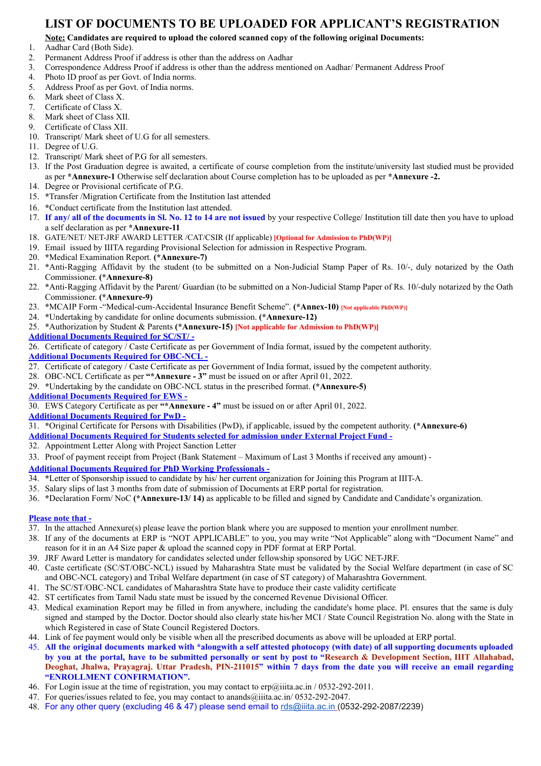# LIST OF DOCUMENTS TO BE UPLOADED FOR APPLICANT'S REGISTRATION

**Note: Candidates are required to upload the colored scanned copy of the following original Documents:**

1. Aadhar Card (Both Side).
2. Permanent Address Proof if address is other than the address on Aadhar
3. Correspondence Address Proof if address is other than the address mentioned on Aadhar/ Permanent Address Proof
4. Photo ID proof as per Govt. of India norms.
5. Address Proof as per Govt. of India norms.
6. Mark sheet of Class X.
7. Certificate of Class X.
8. Mark sheet of Class XII.
9. Certificate of Class XII.
10. Transcript/ Mark sheet of U.G for all semesters.
11. Degree of U.G.
12. Transcript/ Mark sheet of P.G for all semesters.
13. If the Post Graduation degree is awaited, a certificate of course completion from the institute/university last studied must be provided as per ***Annexure-1** Otherwise self declaration about Course completion has to be uploaded as per ***Annexure -2.**
14. Degree or Provisional certificate of P.G.
15. *Transfer /Migration Certificate from the Institution last attended
16. *Conduct certificate from the Institution last attended.
17. **If any/ all of the documents in Sl. No. 12 to 14 are not issued** by your respective College/ Institution till date then you have to upload a self declaration as per ***Annexure-11**
18. GATE/NET/ NET-JRF AWARD LETTER /CAT/CSIR (If applicable) **[Optional for Admission to PhD(WP)]**
19. Email issued by IIITA regarding Provisional Selection for admission in Respective Program.
20. *Medical Examination Report. **(*Annexure-7)**
21. *Anti-Ragging Affidavit by the student (to be submitted on a Non-Judicial Stamp Paper of Rs. 10/-, duly notarized by the Oath Commissioner. **(*Annexure-8)**
22. *Anti-Ragging Affidavit by the Parent/ Guardian (to be submitted on a Non-Judicial Stamp Paper of Rs. 10/-duly notarized by the Oath Commissioner. **(*Annexure-9)**
23. *MCAIP Form -"Medical-cum-Accidental Insurance Benefit Scheme". **(*Annex-10)** **[Not applicable PhD(WP)]**
24. *Undertaking by candidate for online documents submission. **(*Annexure-12)**
25. *Authorization by Student & Parents **(*Annexure-15)** **[Not applicable for Admission to PhD(WP)]**

**Additional Documents Required for SC/ST/ -**

26. Certificate of category / Caste Certificate as per Government of India format, issued by the competent authority.

**Additional Documents Required for OBC-NCL -**

27. Certificate of category / Caste Certificate as per Government of India format, issued by the competent authority.
28. OBC-NCL Certificate as per **"*Annexure - 3"** must be issued on or after April 01, 2022.
29. *Undertaking by the candidate on OBC-NCL status in the prescribed format. **(*Annexure-5)**

**Additional Documents Required for EWS -**

30. EWS Category Certificate as per **"*Annexure - 4"** must be issued on or after April 01, 2022.

**Additional Documents Required for PwD -**

31. *Original Certificate for Persons with Disabilities (PwD), if applicable, issued by the competent authority. **(*Annexure-6)**

**Additional Documents Required for Students selected for admission under External Project Fund -**

32. Appointment Letter Along with Project Sanction Letter
33. Proof of payment receipt from Project (Bank Statement – Maximum of Last 3 Months if received any amount) -

**Additional Documents Required for PhD Working Professionals -**

34. *Letter of Sponsorship issued to candidate by his/ her current organization for Joining this Program at IIIT-A.
35. Salary slips of last 3 months from date of submission of Documents at ERP portal for registration.
36. *Declaration Form/ NoC **(*Annexure-13/ 14)** as applicable to be filled and signed by Candidate and Candidate's organization.

**Please note that -**

37. In the attached Annexure(s) please leave the portion blank where you are supposed to mention your enrollment number.
38. If any of the documents at ERP is "NOT APPLICABLE" to you, you may write "Not Applicable" along with "Document Name" and reason for it in an A4 Size paper & upload the scanned copy in PDF format at ERP Portal.
39. JRF Award Letter is mandatory for candidates selected under fellowship sponsored by UGC NET-JRF.
40. Caste certificate (SC/ST/OBC-NCL) issued by Maharashtra State must be validated by the Social Welfare department (in case of SC and OBC-NCL category) and Tribal Welfare department (in case of ST category) of Maharashtra Government.
41. The SC/ST/OBC-NCL candidates of Maharashtra State have to produce their caste validity certificate
42. ST certificates from Tamil Nadu state must be issued by the concerned Revenue Divisional Officer.
43. Medical examination Report may be filled in from anywhere, including the candidate's home place. Pl. ensures that the same is duly signed and stamped by the Doctor. Doctor should also clearly state his/her MCI / State Council Registration No. along with the State in which Registered in case of State Council Registered Doctors.
44. Link of fee payment would only be visible when all the prescribed documents as above will be uploaded at ERP portal.
45. **All the original documents marked with *alongwith a self attested photocopy (with date) of all supporting documents uploaded by you at the portal, have to be submitted personally or sent by post to "Research & Development Section, IIIT Allahabad, Deoghat, Jhalwa, Prayagraj. Uttar Pradesh, PIN-211015" within 7 days from the date you will receive an email regarding "ENROLLMENT CONFIRMATION".**
46. For Login issue at the time of registration, you may contact to erp@iiita.ac.in / 0532-292-2011.
47. For queries/issues related to fee, you may contact to anands@iiita.ac.in/ 0532-292-2047.
48. For any other query (excluding 46 & 47) please send email to rds@iiita.ac.in (0532-292-2087/2239)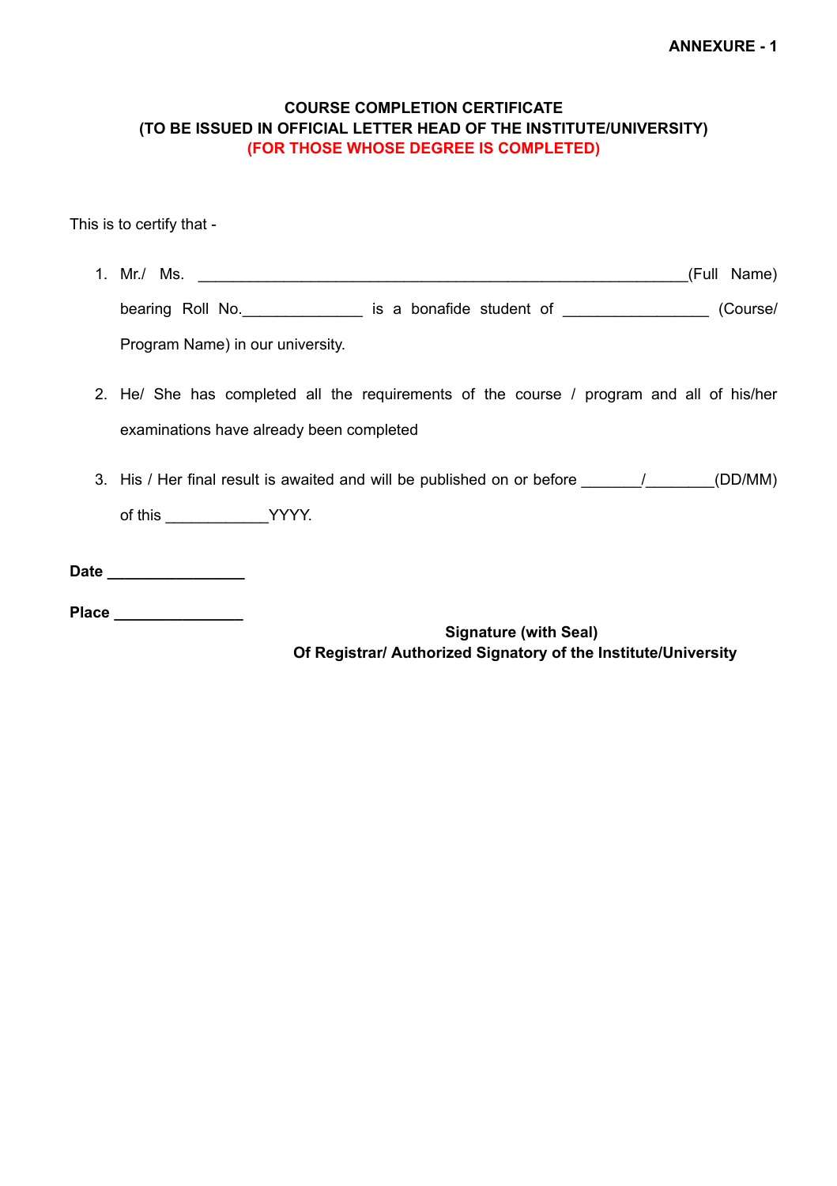**ANNEXURE - 1**

**COURSE COMPLETION CERTIFICATE**
**(TO BE ISSUED IN OFFICIAL LETTER HEAD OF THE INSTITUTE/UNIVERSITY)**
**(FOR THOSE WHOSE DEGREE IS COMPLETED)**

This is to certify that -

1. Mr./ Ms. ____________________________________________________________(Full Name) bearing Roll No.______________ is a bonafide student of _________________ (Course/ Program Name) in our university.

2. He/ She has completed all the requirements of the course / program and all of his/her examinations have already been completed

3. His / Her final result is awaited and will be published on or before _______/________(DD/MM) of this ____________YYYY.

**Date ________________**

**Place _______________**

**Signature (with Seal)**
**Of Registrar/ Authorized Signatory of the Institute/University**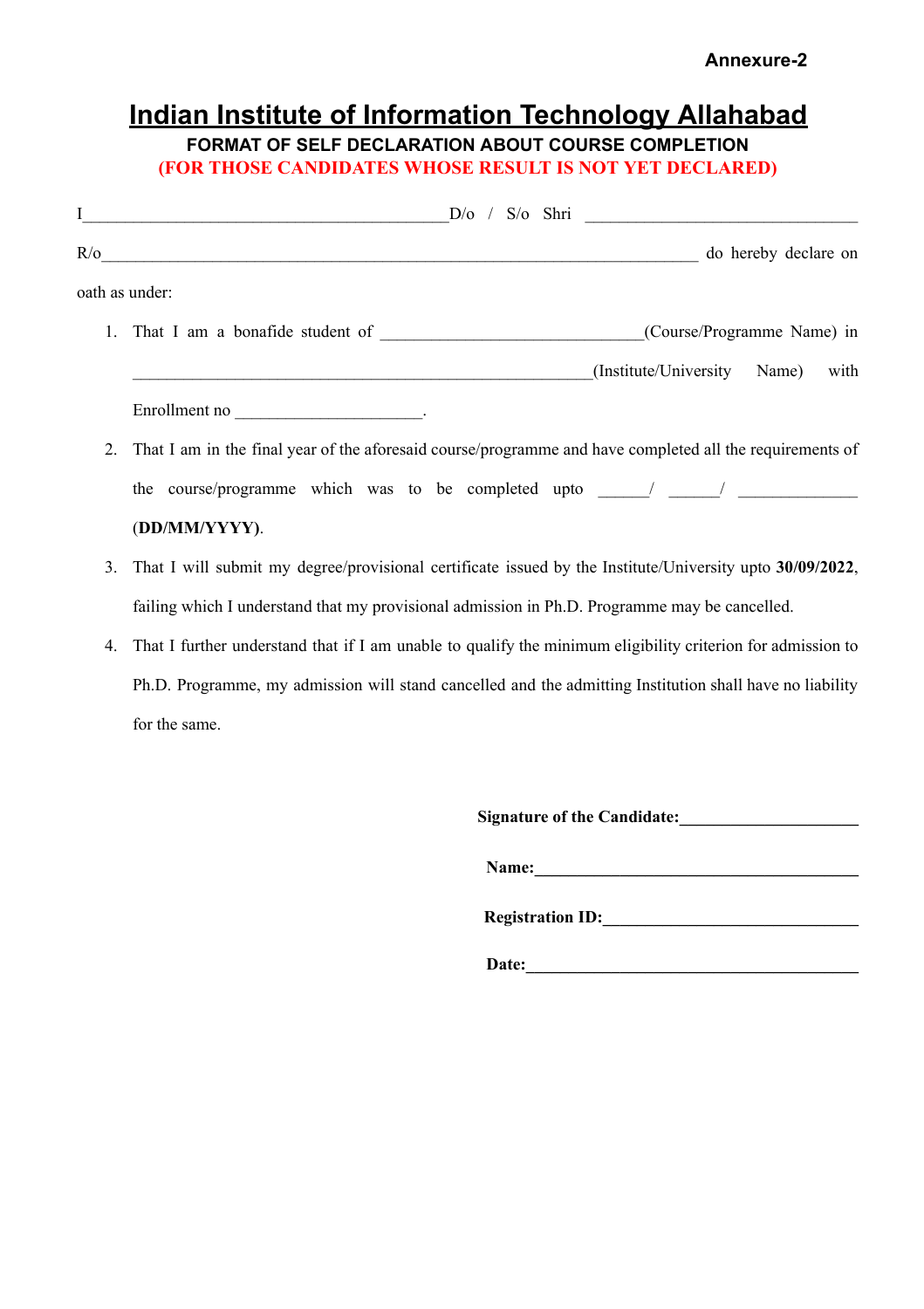**Annexure-2**

# Indian Institute of Information Technology Allahabad

**FORMAT OF SELF DECLARATION ABOUT COURSE COMPLETION**

**(FOR THOSE CANDIDATES WHOSE RESULT IS NOT YET DECLARED)**

I___________________________________________D/o / S/o Shri ________________________________

R/o______________________________________________________________________ do hereby declare on oath as under:

1. That I am a bonafide student of ______________________________(Course/Programme Name) in ______________________________________________________(Institute/University Name) with Enrollment no ______________________.
2. That I am in the final year of the aforesaid course/programme and have completed all the requirements of the course/programme which was to be completed upto ______/ ______/ ______________ (**DD/MM/YYYY)**.
3. That I will submit my degree/provisional certificate issued by the Institute/University upto **30/09/2022**, failing which I understand that my provisional admission in Ph.D. Programme may be cancelled.
4. That I further understand that if I am unable to qualify the minimum eligibility criterion for admission to Ph.D. Programme, my admission will stand cancelled and the admitting Institution shall have no liability for the same.

**Signature of the Candidate:**______________________

**Name:**________________________________________

**Registration ID:**_______________________________

**Date:**__________________________________________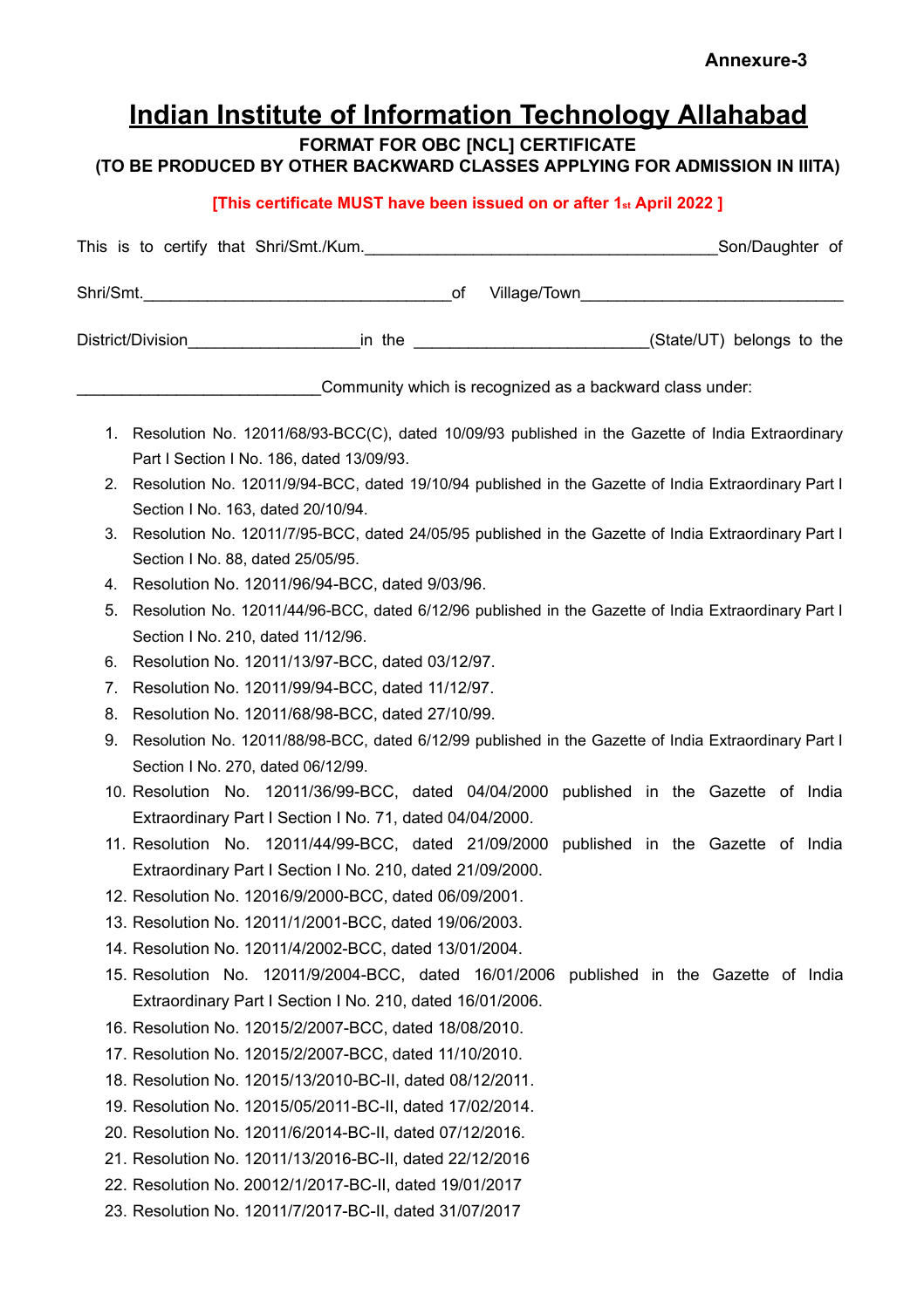Annexure-3

# Indian Institute of Information Technology Allahabad

**FORMAT FOR OBC [NCL] CERTIFICATE**

**(TO BE PRODUCED BY OTHER BACKWARD CLASSES APPLYING FOR ADMISSION IN IIITA)**

**[This certificate MUST have been issued on or after 1st April 2022 ]**

This is to certify that Shri/Smt./Kum.______________________________________Son/Daughter of

Shri/Smt.________________________________of Village/Town____________________________

District/Division__________________in the ________________________(State/UT) belongs to the

__________________________Community which is recognized as a backward class under:

1. Resolution No. 12011/68/93-BCC(C), dated 10/09/93 published in the Gazette of India Extraordinary Part I Section I No. 186, dated 13/09/93.
2. Resolution No. 12011/9/94-BCC, dated 19/10/94 published in the Gazette of India Extraordinary Part I Section I No. 163, dated 20/10/94.
3. Resolution No. 12011/7/95-BCC, dated 24/05/95 published in the Gazette of India Extraordinary Part I Section I No. 88, dated 25/05/95.
4. Resolution No. 12011/96/94-BCC, dated 9/03/96.
5. Resolution No. 12011/44/96-BCC, dated 6/12/96 published in the Gazette of India Extraordinary Part I Section I No. 210, dated 11/12/96.
6. Resolution No. 12011/13/97-BCC, dated 03/12/97.
7. Resolution No. 12011/99/94-BCC, dated 11/12/97.
8. Resolution No. 12011/68/98-BCC, dated 27/10/99.
9. Resolution No. 12011/88/98-BCC, dated 6/12/99 published in the Gazette of India Extraordinary Part I Section I No. 270, dated 06/12/99.
10. Resolution No. 12011/36/99-BCC, dated 04/04/2000 published in the Gazette of India Extraordinary Part I Section I No. 71, dated 04/04/2000.
11. Resolution No. 12011/44/99-BCC, dated 21/09/2000 published in the Gazette of India Extraordinary Part I Section I No. 210, dated 21/09/2000.
12. Resolution No. 12016/9/2000-BCC, dated 06/09/2001.
13. Resolution No. 12011/1/2001-BCC, dated 19/06/2003.
14. Resolution No. 12011/4/2002-BCC, dated 13/01/2004.
15. Resolution No. 12011/9/2004-BCC, dated 16/01/2006 published in the Gazette of India Extraordinary Part I Section I No. 210, dated 16/01/2006.
16. Resolution No. 12015/2/2007-BCC, dated 18/08/2010.
17. Resolution No. 12015/2/2007-BCC, dated 11/10/2010.
18. Resolution No. 12015/13/2010-BC-II, dated 08/12/2011.
19. Resolution No. 12015/05/2011-BC-II, dated 17/02/2014.
20. Resolution No. 12011/6/2014-BC-II, dated 07/12/2016.
21. Resolution No. 12011/13/2016-BC-II, dated 22/12/2016
22. Resolution No. 20012/1/2017-BC-II, dated 19/01/2017
23. Resolution No. 12011/7/2017-BC-II, dated 31/07/2017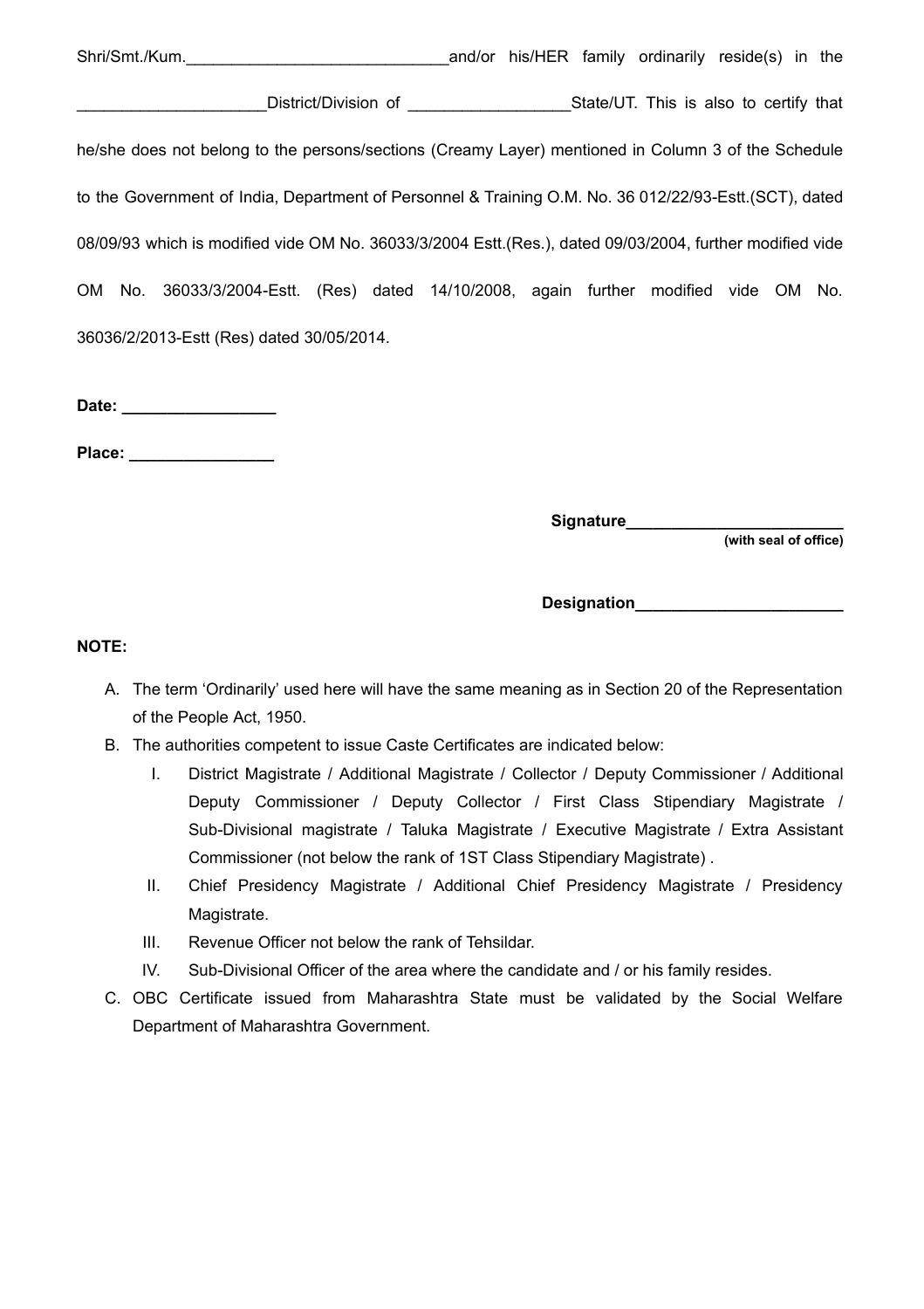Shri/Smt./Kum.______________________________and/or his/HER family ordinarily reside(s) in the _____________________District/Division of __________________State/UT. This is also to certify that he/she does not belong to the persons/sections (Creamy Layer) mentioned in Column 3 of the Schedule to the Government of India, Department of Personnel & Training O.M. No. 36 012/22/93-Estt.(SCT), dated 08/09/93 which is modified vide OM No. 36033/3/2004 Estt.(Res.), dated 09/03/2004, further modified vide OM No. 36033/3/2004-Estt. (Res) dated 14/10/2008, again further modified vide OM No. 36036/2/2013-Estt (Res) dated 30/05/2014.

**Date: _________________**

**Place: ________________**

**Signature________________________**
**(with seal of office)**

**Designation_______________________**

**NOTE:**

A. The term 'Ordinarily' used here will have the same meaning as in Section 20 of the Representation of the People Act, 1950.
B. The authorities competent to issue Caste Certificates are indicated below:
   I. District Magistrate / Additional Magistrate / Collector / Deputy Commissioner / Additional Deputy Commissioner / Deputy Collector / First Class Stipendiary Magistrate / Sub-Divisional magistrate / Taluka Magistrate / Executive Magistrate / Extra Assistant Commissioner (not below the rank of 1ST Class Stipendiary Magistrate) .
   II. Chief Presidency Magistrate / Additional Chief Presidency Magistrate / Presidency Magistrate.
   III. Revenue Officer not below the rank of Tehsildar.
   IV. Sub-Divisional Officer of the area where the candidate and / or his family resides.
C. OBC Certificate issued from Maharashtra State must be validated by the Social Welfare Department of Maharashtra Government.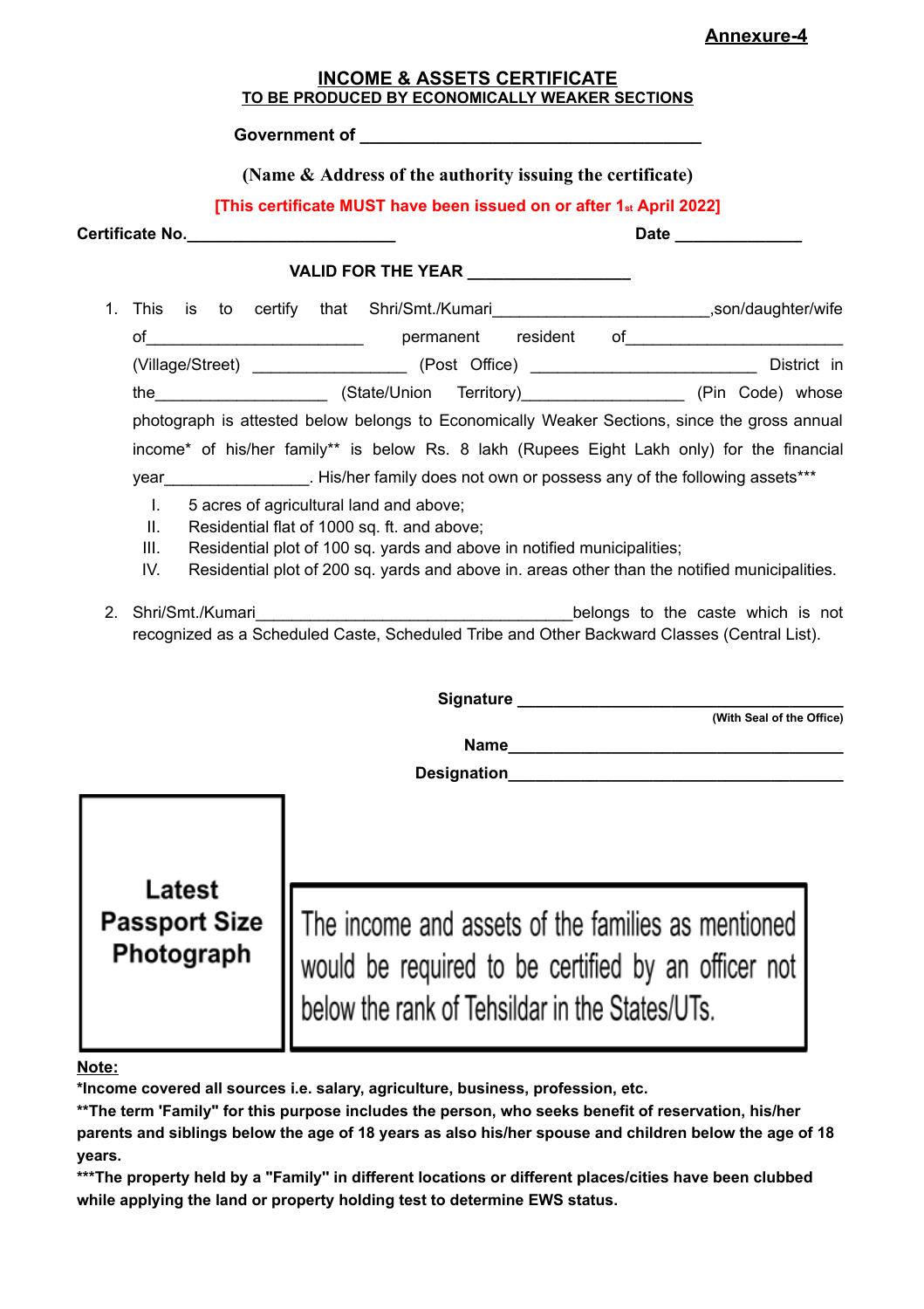**Annexure-4**

# INCOME & ASSETS CERTIFICATE

## TO BE PRODUCED BY ECONOMICALLY WEAKER SECTIONS

**Government of ____________________________________**

**(Name & Address of the authority issuing the certificate)**

**[This certificate MUST have been issued on or after 1st April 2022]**

**Certificate No.______________________** **Date _____________**

**VALID FOR THE YEAR _________________**

1. This is to certify that Shri/Smt./Kumari______________________,son/daughter/wife of______________________ permanent resident of______________________ (Village/Street) ________________ (Post Office) ________________________ District in the__________________ (State/Union Territory)_________________ (Pin Code) whose photograph is attested below belongs to Economically Weaker Sections, since the gross annual income* of his/her family** is below Rs. 8 lakh (Rupees Eight Lakh only) for the financial year_______________. His/her family does not own or possess any of the following assets***
   I. 5 acres of agricultural land and above;
   II. Residential flat of 1000 sq. ft. and above;
   III. Residential plot of 100 sq. yards and above in notified municipalities;
   IV. Residential plot of 200 sq. yards and above in. areas other than the notified municipalities.

2. Shri/Smt./Kumari__________________________________belongs to the caste which is not recognized as a Scheduled Caste, Scheduled Tribe and Other Backward Classes (Central List).

**Signature ___________________________________**
**(With Seal of the Office)**

**Name____________________________________**

**Designation________________________________**

**Latest Passport Size Photograph**

The income and assets of the families as mentioned would be required to be certified by an officer not below the rank of Tehsildar in the States/UTs.

**Note:**

**\*Income covered all sources i.e. salary, agriculture, business, profession, etc.**

**\*\*The term 'Family" for this purpose includes the person, who seeks benefit of reservation, his/her parents and siblings below the age of 18 years as also his/her spouse and children below the age of 18 years.**

**\*\*\*The property held by a "Family" in different locations or different places/cities have been clubbed while applying the land or property holding test to determine EWS status.**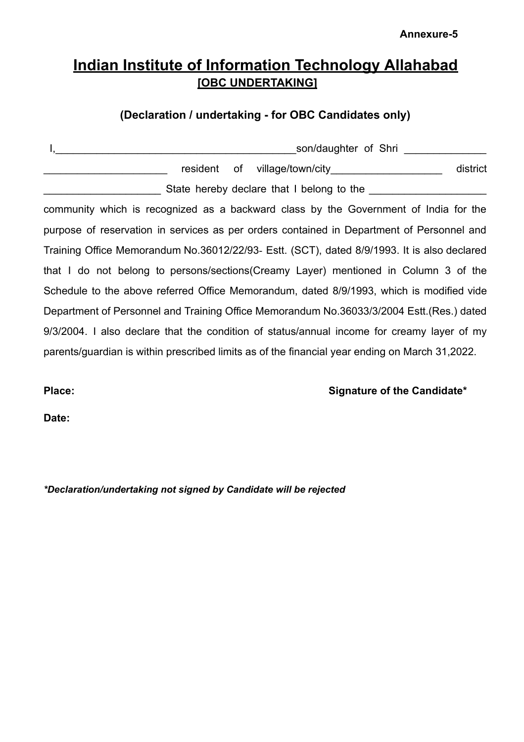**Annexure-5**

# Indian Institute of Information Technology Allahabad

## [OBC UNDERTAKING]

### (Declaration / undertaking - for OBC Candidates only)

I,_________________________________________son/daughter of Shri ______________ _____________________ resident of village/town/city___________________ district ____________________ State hereby declare that I belong to the ____________________ community which is recognized as a backward class by the Government of India for the purpose of reservation in services as per orders contained in Department of Personnel and Training Office Memorandum No.36012/22/93- Estt. (SCT), dated 8/9/1993. It is also declared that I do not belong to persons/sections(Creamy Layer) mentioned in Column 3 of the Schedule to the above referred Office Memorandum, dated 8/9/1993, which is modified vide Department of Personnel and Training Office Memorandum No.36033/3/2004 Estt.(Res.) dated 9/3/2004. I also declare that the condition of status/annual income for creamy layer of my parents/guardian is within prescribed limits as of the financial year ending on March 31,2022.

**Place:** **Signature of the Candidate***

**Date:**

***Declaration/undertaking not signed by Candidate will be rejected***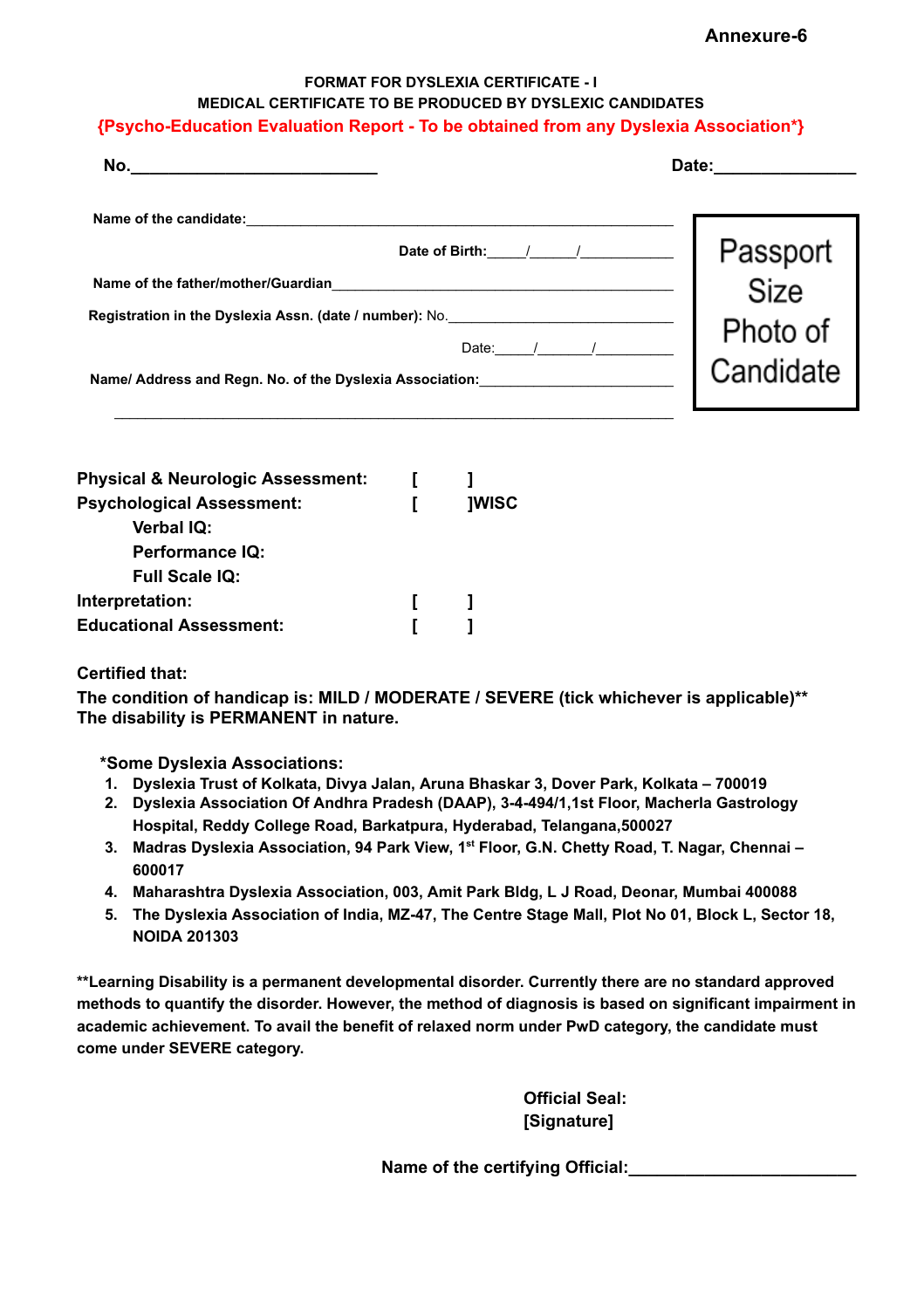**Annexure-6**

**FORMAT FOR DYSLEXIA CERTIFICATE - I**

**MEDICAL CERTIFICATE TO BE PRODUCED BY DYSLEXIC CANDIDATES**

**{Psycho-Education Evaluation Report - To be obtained from any Dyslexia Association*}**

**No.**___________________________ **Date:**_______________

| Name of the candidate:______________________________________________________ Date of Birth:_____/______/____________ Name of the father/mother/Guardian____________________________________________ Registration in the Dyslexia Assn. (date / number): No.___________________________ Date:_____/_______/__________ Name/ Address and Regn. No. of the Dyslexia Association:________________________ ______________________________________________________________________ | Passport Size Photo of Candidate |
|---|---|

**Physical & Neurologic Assessment:** [ ]

**Psychological Assessment:** [ ]WISC

- **Verbal IQ:**
- **Performance IQ:**
- **Full Scale IQ:**

**Interpretation:** [ ]

**Educational Assessment:** [ ]

**Certified that:**

**The condition of handicap is: MILD / MODERATE / SEVERE (tick whichever is applicable)****

**The disability is PERMANENT in nature.**

***Some Dyslexia Associations:**

1. **Dyslexia Trust of Kolkata, Divya Jalan, Aruna Bhaskar 3, Dover Park, Kolkata – 700019**
2. **Dyslexia Association Of Andhra Pradesh (DAAP), 3-4-494/1,1st Floor, Macherla Gastrology Hospital, Reddy College Road, Barkatpura, Hyderabad, Telangana,500027**
3. **Madras Dyslexia Association, 94 Park View, 1st Floor, G.N. Chetty Road, T. Nagar, Chennai – 600017**
4. **Maharashtra Dyslexia Association, 003, Amit Park Bldg, L J Road, Deonar, Mumbai 400088**
5. **The Dyslexia Association of India, MZ-47, The Centre Stage Mall, Plot No 01, Block L, Sector 18, NOIDA 201303**

****Learning Disability is a permanent developmental disorder. Currently there are no standard approved methods to quantify the disorder. However, the method of diagnosis is based on significant impairment in academic achievement. To avail the benefit of relaxed norm under PwD category, the candidate must come under SEVERE category.**

**Official Seal:**
**[Signature]**

**Name of the certifying Official:**________________________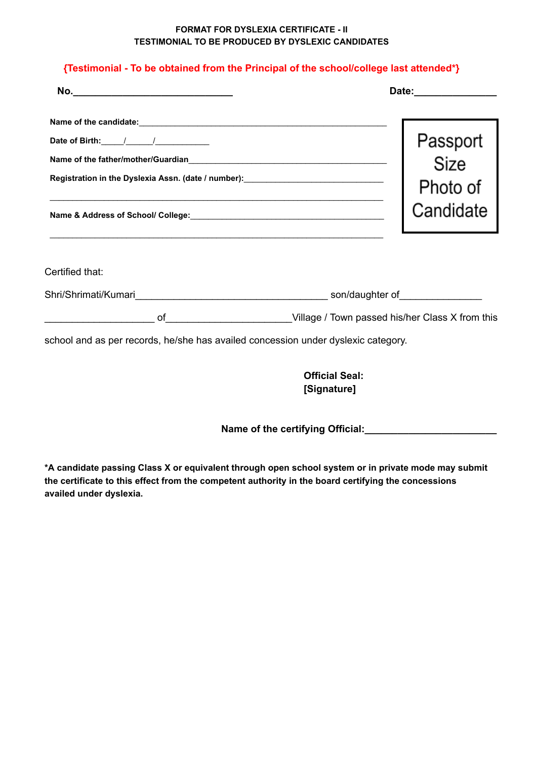**FORMAT FOR DYSLEXIA CERTIFICATE - II**
**TESTIMONIAL TO BE PRODUCED BY DYSLEXIC CANDIDATES**

**{Testimonial - To be obtained from the Principal of the school/college last attended*}**

**No.______________________________** **Date:_______________**

**Name of the candidate:**___________________________________________________

**Date of Birth:**_____/______/____________

**Name of the father/mother/Guardian**__________________________________________

**Registration in the Dyslexia Assn. (date / number):**______________________________

_____________________________________________________________________

**Name & Address of School/ College:**__________________________________________

_____________________________________________________________________

Passport Size Photo of Candidate

Certified that:

Shri/Shrimati/Kumari____________________________________ son/daughter of_______________

____________________ of_______________________Village / Town passed his/her Class X from this school and as per records, he/she has availed concession under dyslexic category.

**Official Seal:**
**[Signature]**

**Name of the certifying Official:________________________**

***A candidate passing Class X or equivalent through open school system or in private mode may submit the certificate to this effect from the competent authority in the board certifying the concessions availed under dyslexia.**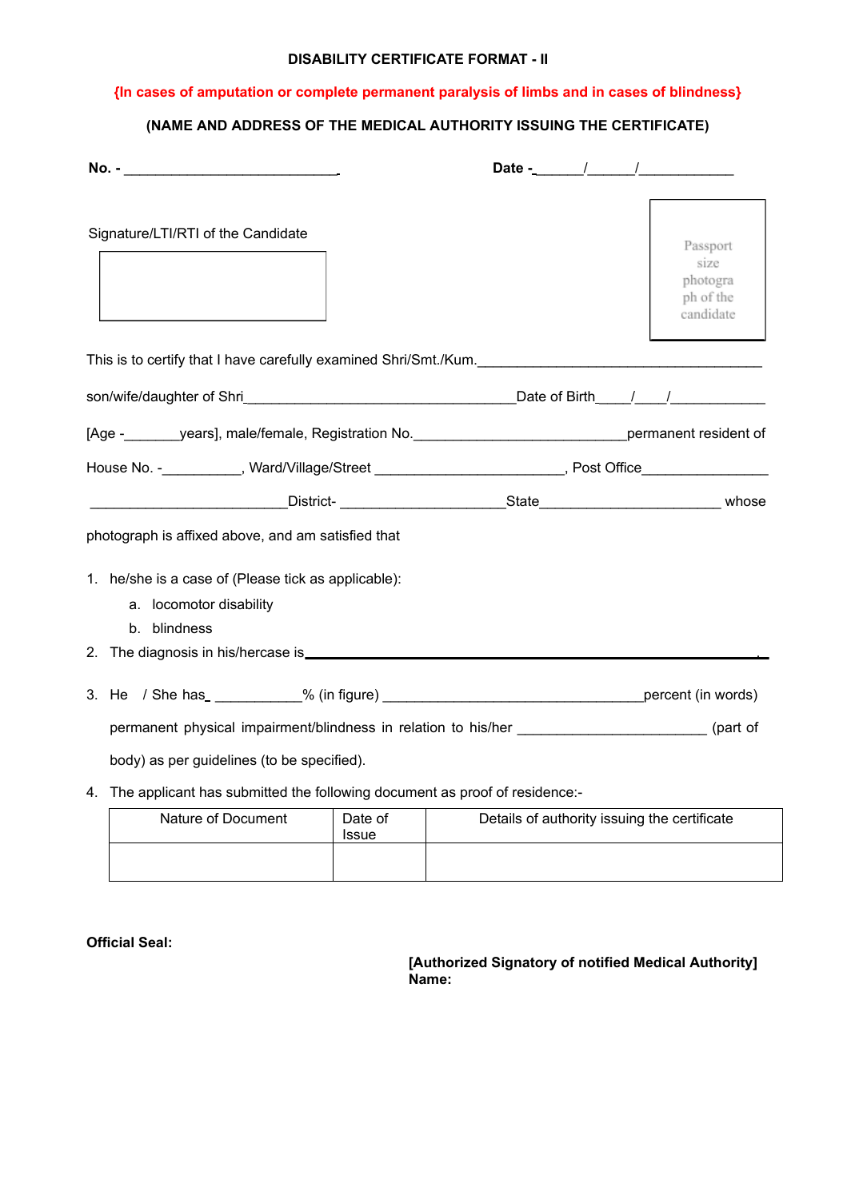**DISABILITY CERTIFICATE FORMAT - II**

**{In cases of amputation or complete permanent paralysis of limbs and in cases of blindness}**

**(NAME AND ADDRESS OF THE MEDICAL AUTHORITY ISSUING THE CERTIFICATE)**

**No. -** ____________________________ **Date -**______/______/____________

Signature/LTI/RTI of the Candidate

Passport size photograph of the candidate

This is to certify that I have carefully examined Shri/Smt./Kum.____________________________________

son/wife/daughter of Shri___________________________________Date of Birth____/____/____________

[Age -_______years], male/female, Registration No.__________________________permanent resident of

House No. -__________, Ward/Village/Street ________________________, Post Office________________

_________________________District- _____________________State_______________________ whose

photograph is affixed above, and am satisfied that

1. he/she is a case of (Please tick as applicable):
   a. locomotor disability
   b. blindness
2. The diagnosis in his/hercase is____________________________________________________________.
3. He / She has ___________% (in figure) _________________________________percent (in words) permanent physical impairment/blindness in relation to his/her ________________________ (part of body) as per guidelines (to be specified).
4. The applicant has submitted the following document as proof of residence:-

| Nature of Document | Date of Issue | Details of authority issuing the certificate |
|---|---|---|
| | | |

**Official Seal:**

**[Authorized Signatory of notified Medical Authority]**
**Name:**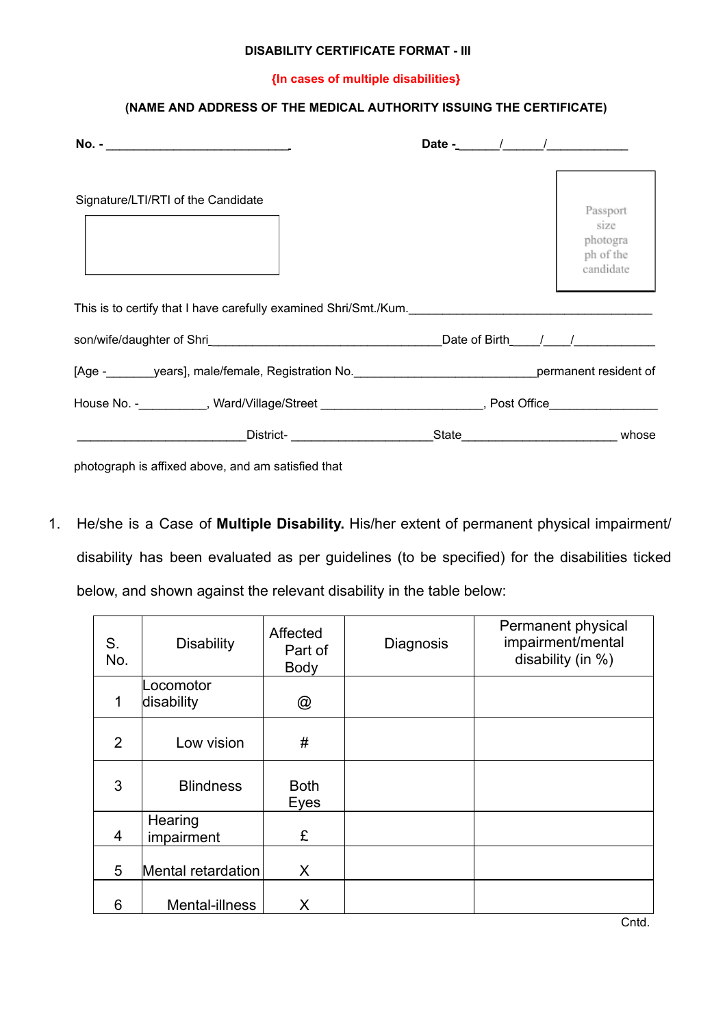**DISABILITY CERTIFICATE FORMAT - III**

**{In cases of multiple disabilities}**

**(NAME AND ADDRESS OF THE MEDICAL AUTHORITY ISSUING THE CERTIFICATE)**

**No. -** ____________________________ **Date -**______/______/____________

Signature/LTI/RTI of the Candidate

Passport size photograph of the candidate

This is to certify that I have carefully examined Shri/Smt./Kum.______________________________________

son/wife/daughter of Shri__________________________________Date of Birth____/____/____________

[Age -_______years], male/female, Registration No._________________________permanent resident of

House No. -__________, Ward/Village/Street _______________________, Post Office________________

_________________________District- ____________________State______________________ whose

photograph is affixed above, and am satisfied that

1. He/she is a Case of **Multiple Disability.** His/her extent of permanent physical impairment/ disability has been evaluated as per guidelines (to be specified) for the disabilities ticked below, and shown against the relevant disability in the table below:

| S. No. | Disability | Affected Part of Body | Diagnosis | Permanent physical impairment/mental disability (in %) |
|---|---|---|---|---|
| 1 | Locomotor disability | @ | | |
| 2 | Low vision | # | | |
| 3 | Blindness | Both Eyes | | |
| 4 | Hearing impairment | £ | | |
| 5 | Mental retardation | X | | |
| 6 | Mental-illness | X | | |

Cntd.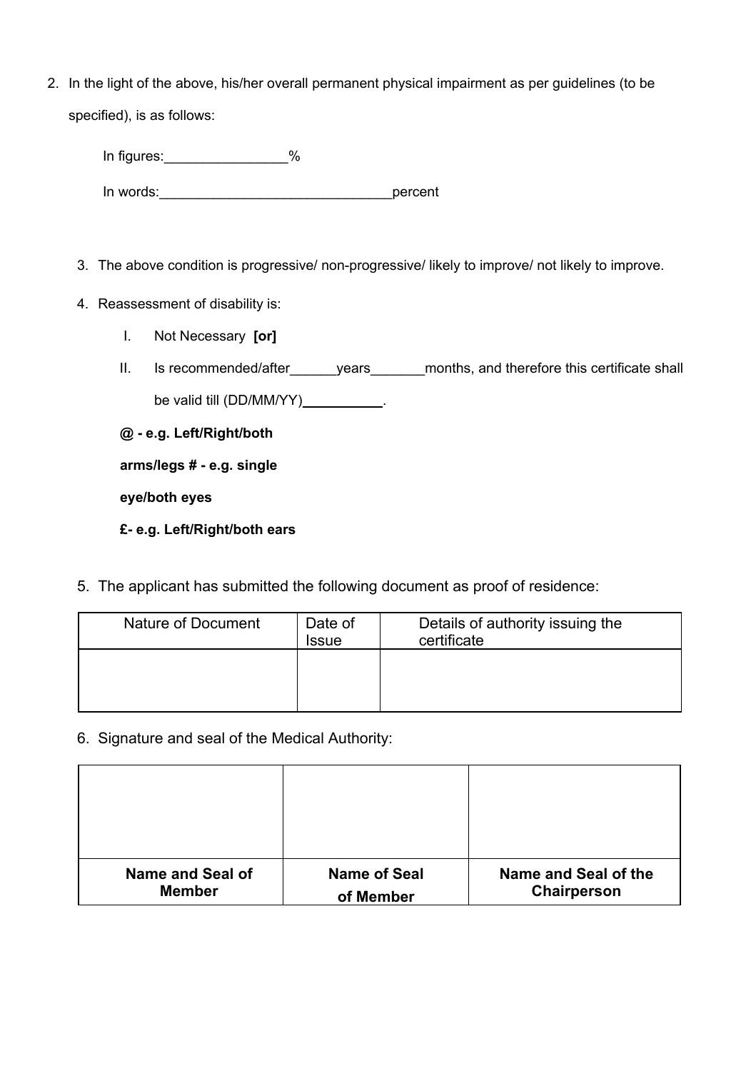2. In the light of the above, his/her overall permanent physical impairment as per guidelines (to be specified), is as follows:

   In figures:________________%

   In words:______________________________percent

3. The above condition is progressive/ non-progressive/ likely to improve/ not likely to improve.

4. Reassessment of disability is:

   I. Not Necessary **[or]**

   II. Is recommended/after______years_______months, and therefore this certificate shall be valid till (DD/MM/YY)___________.

   **@ - e.g. Left/Right/both arms/legs # - e.g. single eye/both eyes**

   **£- e.g. Left/Right/both ears**

5. The applicant has submitted the following document as proof of residence:

| Nature of Document | Date of Issue | Details of authority issuing the certificate |
|---|---|---|
| | | |

6. Signature and seal of the Medical Authority:

| | | |
|---|---|---|
| | | |
| **Name and Seal of Member** | **Name of Seal of Member** | **Name and Seal of the Chairperson** |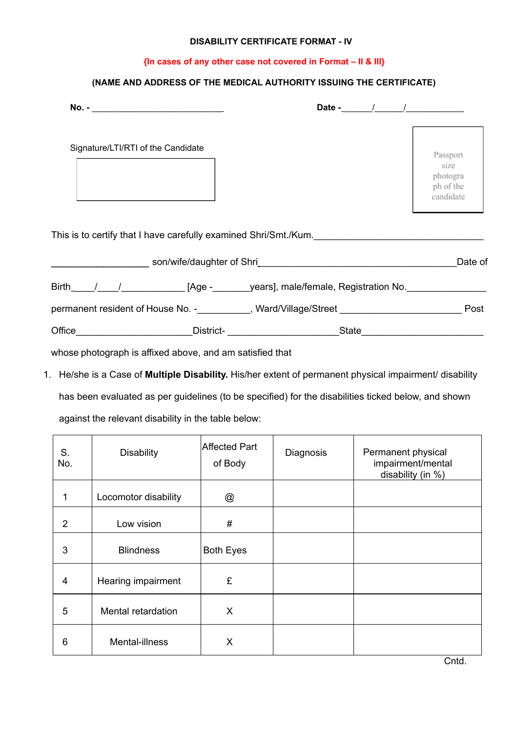**DISABILITY CERTIFICATE FORMAT - IV**

**{In cases of any other case not covered in Format – II & III}**

**(NAME AND ADDRESS OF THE MEDICAL AUTHORITY ISSUING THE CERTIFICATE)**

**No. -** ___________________________ **Date -**______/______/____________

Signature/LTI/RTI of the Candidate

Passport size photograph of the candidate

This is to certify that I have carefully examined Shri/Smt./Kum.________________________________

__________________ son/wife/daughter of Shri_____________________________________Date of Birth____/____/____________ [Age -_______years], male/female, Registration No._______________ permanent resident of House No. -__________, Ward/Village/Street _______________________ Post Office_____________________District- ____________________State______________________ whose photograph is affixed above, and am satisfied that

1. He/she is a Case of **Multiple Disability.** His/her extent of permanent physical impairment/ disability has been evaluated as per guidelines (to be specified) for the disabilities ticked below, and shown against the relevant disability in the table below:

| S. No. | Disability | Affected Part of Body | Diagnosis | Permanent physical impairment/mental disability (in %) |
|---|---|---|---|---|
| 1 | Locomotor disability | @ | | |
| 2 | Low vision | # | | |
| 3 | Blindness | Both Eyes | | |
| 4 | Hearing impairment | £ | | |
| 5 | Mental retardation | X | | |
| 6 | Mental-illness | X | | |

Cntd.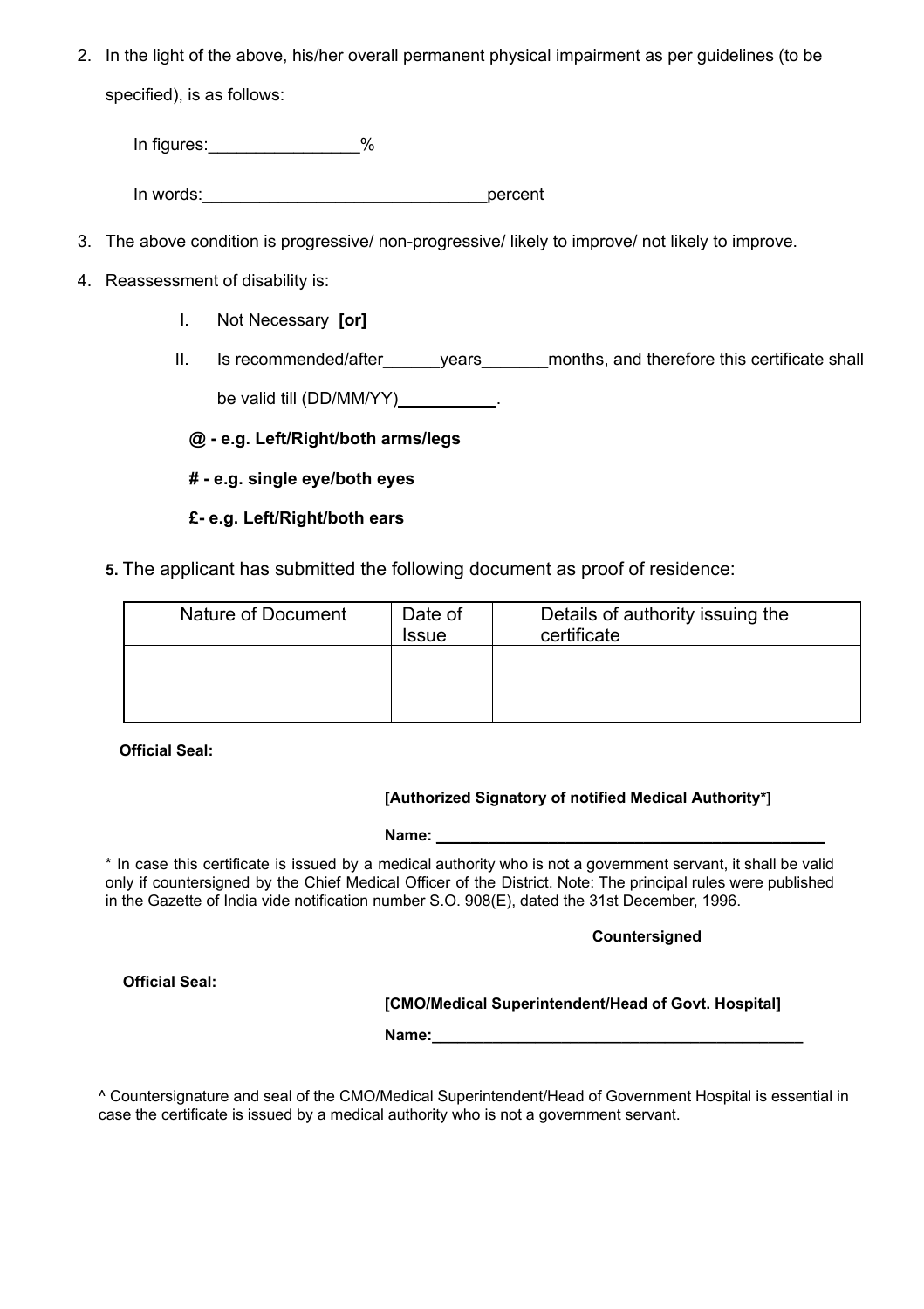2. In the light of the above, his/her overall permanent physical impairment as per guidelines (to be specified), is as follows:

   In figures:________________%

   In words:______________________________percent

3. The above condition is progressive/ non-progressive/ likely to improve/ not likely to improve.

4. Reassessment of disability is:

   I. Not Necessary **[or]**

   II. Is recommended/after______years_______months, and therefore this certificate shall be valid till (DD/MM/YY)___________.

   **@ - e.g. Left/Right/both arms/legs**

   **# - e.g. single eye/both eyes**

   **£- e.g. Left/Right/both ears**

**5.** The applicant has submitted the following document as proof of residence:

| Nature of Document | Date of Issue | Details of authority issuing the certificate |
|---|---|---|
| | | |

**Official Seal:**

**[Authorized Signatory of notified Medical Authority*]**

**Name: _______________________________________________**

* In case this certificate is issued by a medical authority who is not a government servant, it shall be valid only if countersigned by the Chief Medical Officer of the District. Note: The principal rules were published in the Gazette of India vide notification number S.O. 908(E), dated the 31st December, 1996.

**Countersigned**

**Official Seal:**

**[CMO/Medical Superintendent/Head of Govt. Hospital]**

**Name:____________________________________________**

^ Countersignature and seal of the CMO/Medical Superintendent/Head of Government Hospital is essential in case the certificate is issued by a medical authority who is not a government servant.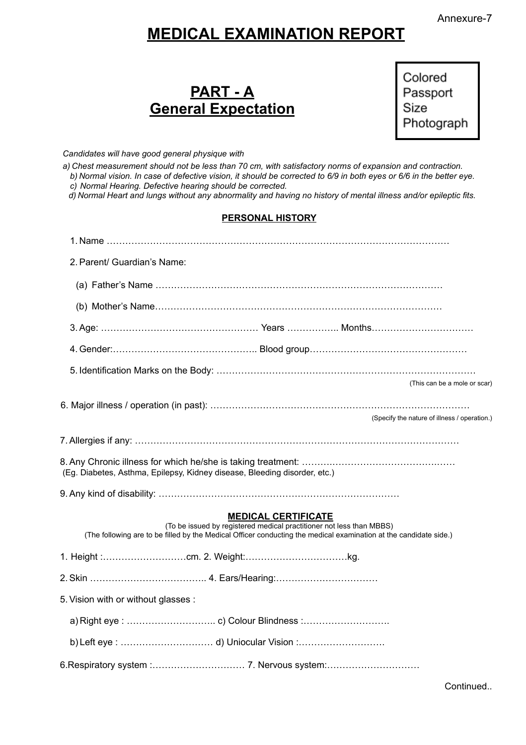Annexure-7

# MEDICAL EXAMINATION REPORT

## PART - A
## General Expectation

Colored Passport Size Photograph

*Candidates will have good general physique with*

*a) Chest measurement should not be less than 70 cm, with satisfactory norms of expansion and contraction.*
*b) Normal vision. In case of defective vision, it should be corrected to 6/9 in both eyes or 6/6 in the better eye.*
*c) Normal Hearing. Defective hearing should be corrected.*
*d) Normal Heart and lungs without any abnormality and having no history of mental illness and/or epileptic fits.*

### PERSONAL HISTORY

1. Name ……………………………………………………………………………………………………
2. Parent/ Guardian's Name:
   (a) Father's Name ………………………………………………………………………………
   (b) Mother's Name………………………………………………………………………………
3. Age: …………………………………………… Years …………….. Months……………………………
4. Gender:……………………………………….. Blood group……………………………………………
5. Identification Marks on the Body: …………………………………………………………………………
   (This can be a mole or scar)
6. Major illness / operation (in past): ……………………………………………………………………
   (Specify the nature of illness / operation.)
7. Allergies if any: ……………………………………………………………………………………………
8. Any Chronic illness for which he/she is taking treatment: ………………………………………….
   (Eg. Diabetes, Asthma, Epilepsy, Kidney disease, Bleeding disorder, etc.)
9. Any kind of disability: ……………………………………………………………………

### MEDICAL CERTIFICATE

(To be issued by registered medical practitioner not less than MBBS)
(The following are to be filled by the Medical Officer conducting the medical examination at the candidate side.)

1. Height :………………………cm. 2. Weight:……………………………kg.

2. Skin ……………………………….. 4. Ears/Hearing:……………………………

5. Vision with or without glasses :

   a) Right eye : ……………………….. c) Colour Blindness :……………………….

   b) Left eye : ………………………… d) Uniocular Vision :……………………….

6.Respiratory system :………………………… 7. Nervous system:…………………………

Continued..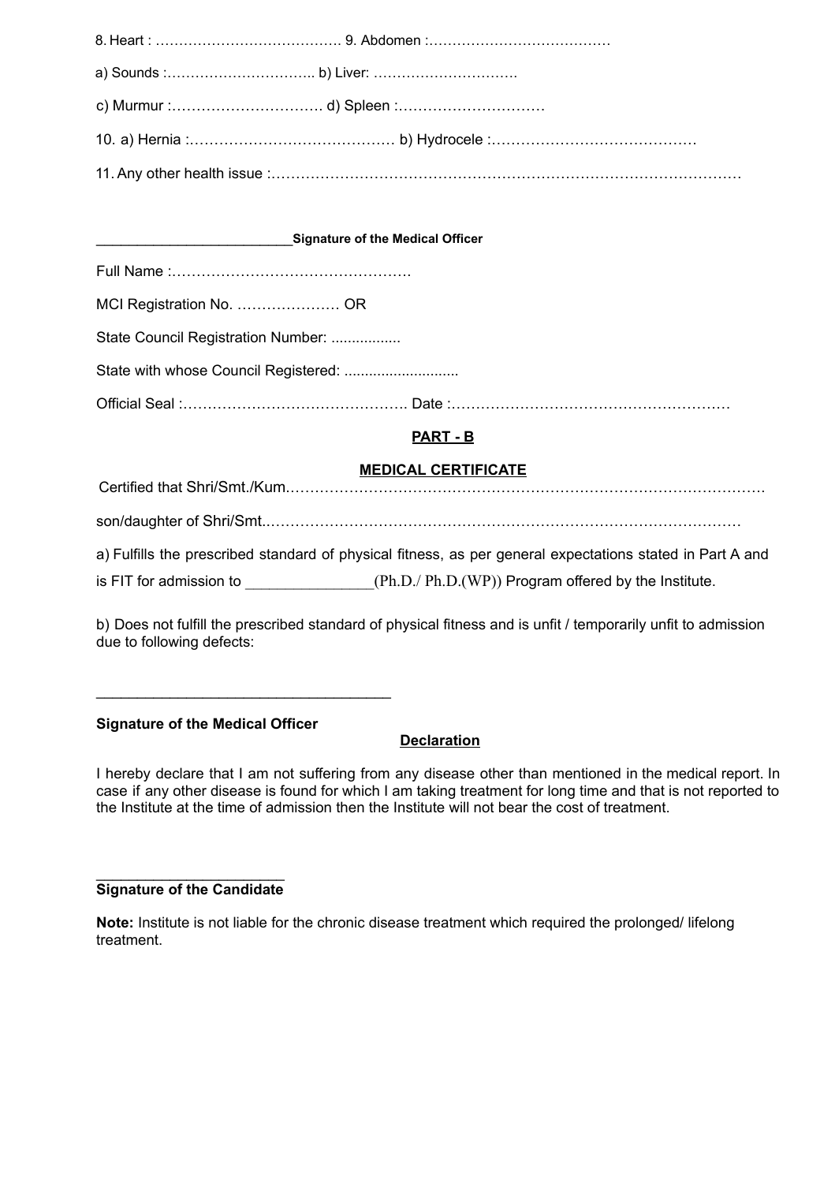8. Heart : …………………………………. 9. Abdomen :…………………………………

a) Sounds :………………………….. b) Liver: …………………………

c) Murmur :…………………………. d) Spleen :…………………………

10. a) Hernia :…………………………………… b) Hydrocele :……………………………………

11. Any other health issue :……………………………………………………………………………………

________________________**Signature of the Medical Officer**

Full Name :………………………………………….

MCI Registration No. ………………… OR

State Council Registration Number: .................

State with whose Council Registered: ...........................

Official Seal :………………………………………. Date :…………………………………………………

## PART - B

## MEDICAL CERTIFICATE

Certified that Shri/Smt./Kum………………………………………………………………………………….

son/daughter of Shri/Smt.……………………………………………………………………………………

a) Fulfills the prescribed standard of physical fitness, as per general expectations stated in Part A and is FIT for admission to _______________(Ph.D./ Ph.D.(WP)) Program offered by the Institute.

b) Does not fulfill the prescribed standard of physical fitness and is unfit / temporarily unfit to admission due to following defects:

___________________________________

**Signature of the Medical Officer**

## Declaration

I hereby declare that I am not suffering from any disease other than mentioned in the medical report. In case if any other disease is found for which I am taking treatment for long time and that is not reported to the Institute at the time of admission then the Institute will not bear the cost of treatment.

_______________________
**Signature of the Candidate**

**Note:** Institute is not liable for the chronic disease treatment which required the prolonged/ lifelong treatment.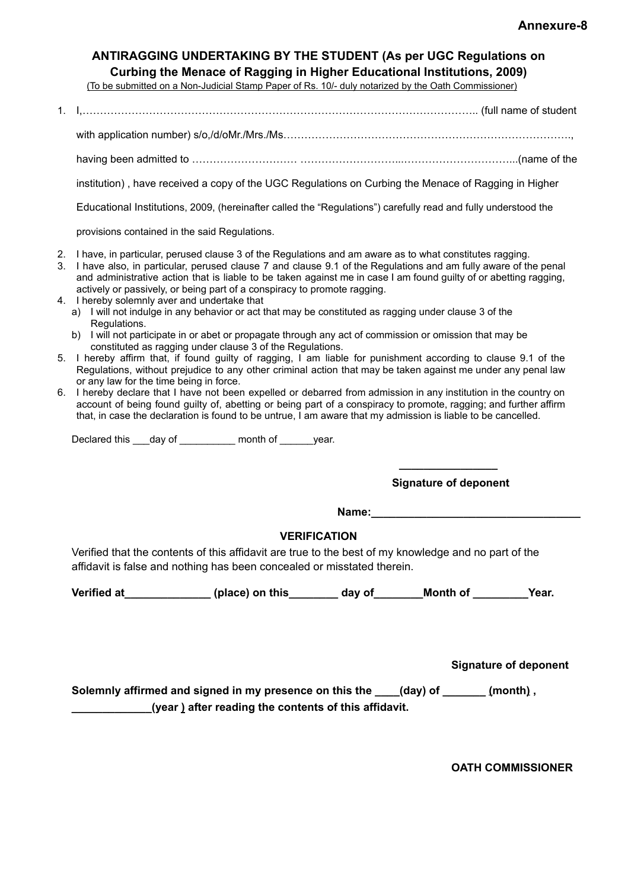**Annexure-8**

## ANTIRAGGING UNDERTAKING BY THE STUDENT (As per UGC Regulations on Curbing the Menace of Ragging in Higher Educational Institutions, 2009)

(To be submitted on a Non-Judicial Stamp Paper of Rs. 10/- duly notarized by the Oath Commissioner)

1. I,………………………………………………………………………………………………….. (full name of student with application number) s/o,/d/oMr./Mrs./Ms……………………………………………………………………….., having been admitted to ………………………… ………………………...…………………………...(name of the institution) , have received a copy of the UGC Regulations on Curbing the Menace of Ragging in Higher Educational Institutions, 2009, (hereinafter called the "Regulations") carefully read and fully understood the provisions contained in the said Regulations.
2. I have, in particular, perused clause 3 of the Regulations and am aware as to what constitutes ragging.
3. I have also, in particular, perused clause 7 and clause 9.1 of the Regulations and am fully aware of the penal and administrative action that is liable to be taken against me in case I am found guilty of or abetting ragging, actively or passively, or being part of a conspiracy to promote ragging.
4. I hereby solemnly aver and undertake that
   a) I will not indulge in any behavior or act that may be constituted as ragging under clause 3 of the Regulations.
   b) I will not participate in or abet or propagate through any act of commission or omission that may be constituted as ragging under clause 3 of the Regulations.
5. I hereby affirm that, if found guilty of ragging, I am liable for punishment according to clause 9.1 of the Regulations, without prejudice to any other criminal action that may be taken against me under any penal law or any law for the time being in force.
6. I hereby declare that I have not been expelled or debarred from admission in any institution in the country on account of being found guilty of, abetting or being part of a conspiracy to promote, ragging; and further affirm that, in case the declaration is found to be untrue, I am aware that my admission is liable to be cancelled.

Declared this ___day of __________ month of ______year.

________________

**Signature of deponent**

**Name:__________________________________**

### VERIFICATION

Verified that the contents of this affidavit are true to the best of my knowledge and no part of the affidavit is false and nothing has been concealed or misstated therein.

**Verified at______________ (place) on this________ day of________Month of _________Year.**

**Signature of deponent**

**Solemnly affirmed and signed in my presence on this the ____(day) of _______ (month) , _____________(year ) after reading the contents of this affidavit.**

**OATH COMMISSIONER**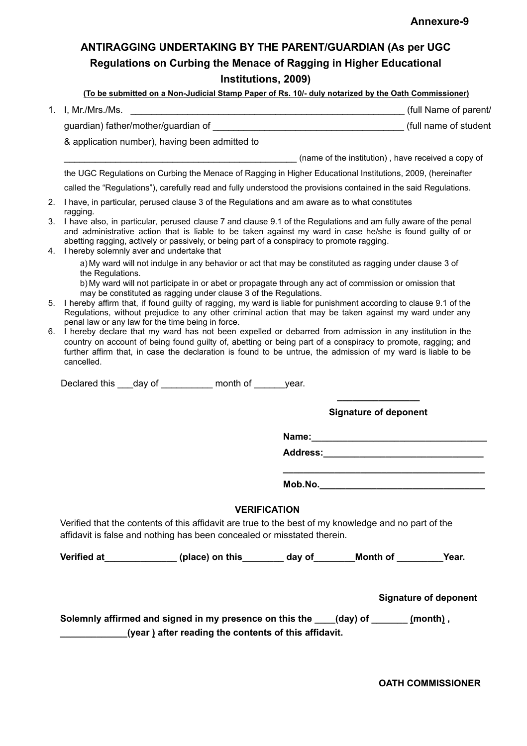**Annexure-9**

## ANTIRAGGING UNDERTAKING BY THE PARENT/GUARDIAN (As per UGC Regulations on Curbing the Menace of Ragging in Higher Educational Institutions, 2009)

**(To be submitted on a Non-Judicial Stamp Paper of Rs. 10/- duly notarized by the Oath Commissioner)**

1. I, Mr./Mrs./Ms. _______________________________________________________ (full Name of parent/ guardian) father/mother/guardian of ____________________________________ (full name of student & application number), having been admitted to _______________________________________________ (name of the institution) , have received a copy of the UGC Regulations on Curbing the Menace of Ragging in Higher Educational Institutions, 2009, (hereinafter called the "Regulations"), carefully read and fully understood the provisions contained in the said Regulations.
2. I have, in particular, perused clause 3 of the Regulations and am aware as to what constitutes ragging.
3. I have also, in particular, perused clause 7 and clause 9.1 of the Regulations and am fully aware of the penal and administrative action that is liable to be taken against my ward in case he/she is found guilty of or abetting ragging, actively or passively, or being part of a conspiracy to promote ragging.
4. I hereby solemnly aver and undertake that

   a) My ward will not indulge in any behavior or act that may be constituted as ragging under clause 3 of the Regulations.

   b) My ward will not participate in or abet or propagate through any act of commission or omission that may be constituted as ragging under clause 3 of the Regulations.
5. I hereby affirm that, if found guilty of ragging, my ward is liable for punishment according to clause 9.1 of the Regulations, without prejudice to any other criminal action that may be taken against my ward under any penal law or any law for the time being in force.
6. I hereby declare that my ward has not been expelled or debarred from admission in any institution in the country on account of being found guilty of, abetting or being part of a conspiracy to promote, ragging; and further affirm that, in case the declaration is found to be untrue, the admission of my ward is liable to be cancelled.

Declared this ___day of __________ month of ______year.

________________

**Signature of deponent**

**Name:__________________________________**

**Address:_______________________________**

**________________________________________**

**Mob.No._________________________________**

### VERIFICATION

Verified that the contents of this affidavit are true to the best of my knowledge and no part of the affidavit is false and nothing has been concealed or misstated therein.

**Verified at______________ (place) on this________ day of________Month of _________Year.**

**Signature of deponent**

**Solemnly affirmed and signed in my presence on this the ____(day) of _______ (month) , _____________(year ) after reading the contents of this affidavit.**

**OATH COMMISSIONER**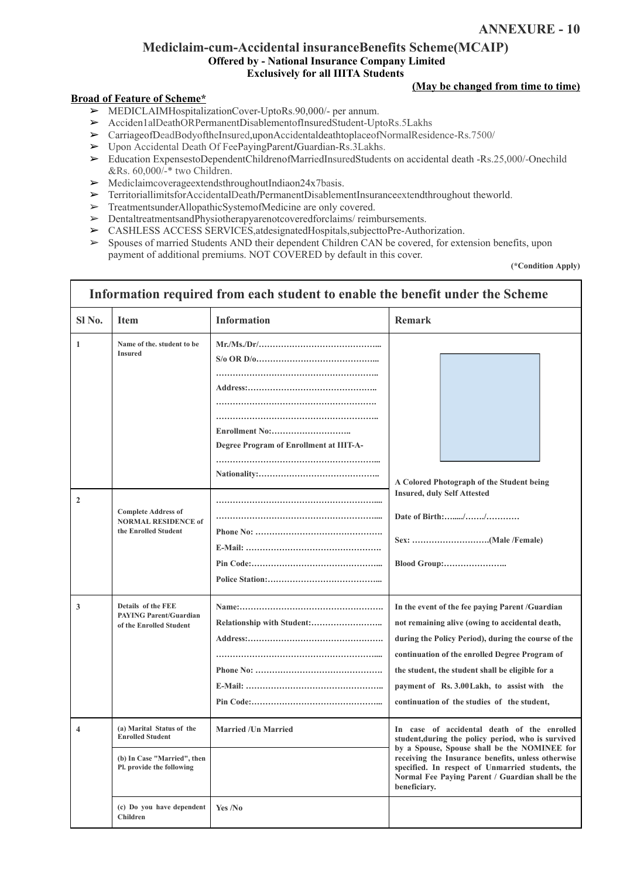**ANNEXURE - 10**

## Mediclaim-cum-Accidental insuranceBenefits Scheme(MCAIP)

**Offered by - National Insurance Company Limited**

**Exclusively for all IIITA Students**

**(May be changed from time to time)**

**Broad of Feature of Scheme***

- MEDICLAIMHospitalizationCover-UptoRs.90,000/- per annum.
- Acciden1alDeathORPermanentDisablementofInsuredStudent-UptoRs.5Lakhs
- CarriageofDeadBodyoftheInsured,uponAccidentaldeathtoplaceofNormalResidence-Rs.7500/
- Upon Accidental Death Of FeePayingParent/Guardian-Rs.3Lakhs.
- Education ExpensestoDependentChildrenofMarriedInsuredStudents on accidental death -Rs.25,000/-Onechild &Rs. 60,000/-* two Children.
- MediclaimcoverageextendsthroughoutIndiaon24x7basis.
- TerritoriallimitsforAccidentalDeath/PermanentDisablementInsuranceextendthroughout theworld.
- TreatmentsunderAllopathicSystemofMedicine are only covered.
- DentaltreatmentsandPhysiotherapyarenotcoveredforclaims/ reimbursements.
- CASHLESS ACCESS SERVICES,atdesignatedHospitals,subjecttoPre-Authorization.
- Spouses of married Students AND their dependent Children CAN be covered, for extension benefits, upon payment of additional premiums. NOT COVERED by default in this cover.

**(*Condition Apply)**

### Information required from each student to enable the benefit under the Scheme

| Sl No. | Item | Information | Remark |
|---|---|---|---|
| 1 | Name of the. student to be Insured | Mr./Ms./Dr/…………………………………… S/o OR D/o…………………………………… …………………………………………… Address:…………………………………… …………………………………………… …………………………………………… Enrollment No:……………………… Degree Program of Enrollment at IIIT-A- …………………………………………… Nationality:…………………………………… | A Colored Photograph of the Student being Insured, duly Self Attested |
| 2 | Complete Address of NORMAL RESIDENCE of the Enrolled Student | …………………………………………… …………………………………………… Phone No: …………………………………… E-Mail: …………………………………… Pin Code:…………………………………… Police Station:…………………………………… | Date of Birth:…..../……./………… Sex: ……………………….(Male /Female) Blood Group:………………… |
| 3 | Details of the FEE PAYING Parent/Guardian of the Enrolled Student | Name:…………………………………………… Relationship with Student:…………………… Address:…………………………………………… …………………………………………… Phone No: …………………………………… E-Mail: …………………………………… Pin Code:…………………………………… | In the event of the fee paying Parent /Guardian not remaining alive (owing to accidental death, during the Policy Period), during the course of the continuation of the enrolled Degree Program of the student, the student shall be eligible for a payment of Rs. 3.00Lakh, to assist with the continuation of the studies of the student, |
| 4 | (a) Marital Status of the Enrolled Student | Married /Un Married | In case of accidental death of the enrolled student,during the policy period, who is survived by a Spouse, Spouse shall be the NOMINEE for receiving the Insurance benefits, unless otherwise specified. In respect of Unmarried students, the Normal Fee Paying Parent / Guardian shall be the beneficiary. |
| | (b) In Case "Married", then Pl. provide the following | | |
| | (c) Do you have dependent Children | Yes /No | |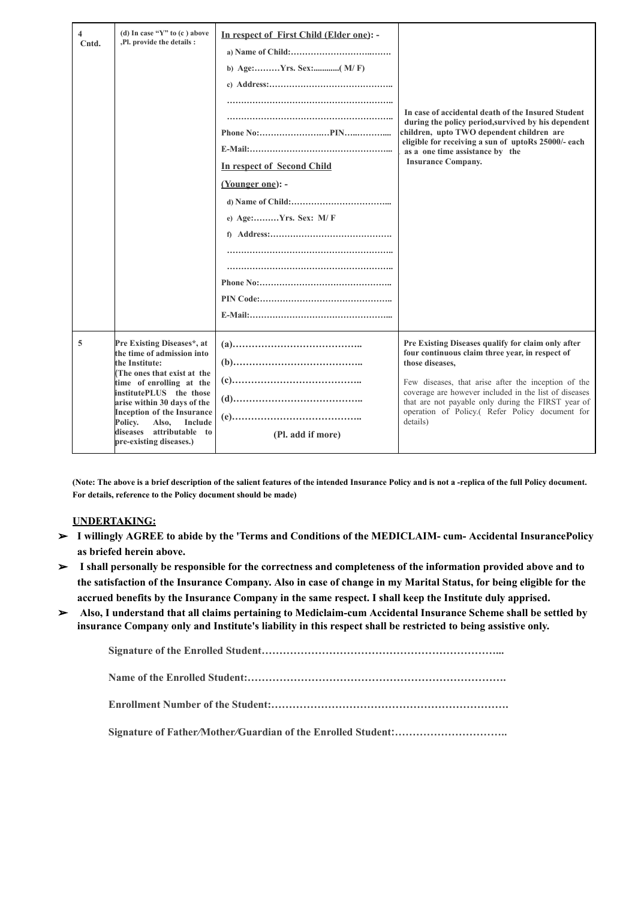| | | | |
|---|---|---|---|
| 4 Cntd. | (d) In case "Y" to (c ) above ,Pl. provide the details : | **In respect of First Child (Elder one): -**<br>a) Name of Child:…………………………..……<br>b) Age:………Yrs. Sex:............( M/ F)<br>c) Address:……………………………………..<br>…………………………………………………..<br>…………………………………………………..<br>Phone No:…………………..…PIN…..……….... <br>E-Mail:…………………………………………...<br>**In respect of Second Child (Younger one): -**<br>d) Name of Child:……………………………...<br>e) Age:………Yrs. Sex: M/ F<br>f) Address:……………………………………. <br>…………………………………………………..<br>…………………………………………………..<br>Phone No:……………………………………….. <br>PIN Code:………………………………………..<br>E-Mail:…………………………………………... | In case of accidental death of the Insured Student during the policy period,survived by his dependent children, upto TWO dependent children are eligible for receiving a sun of uptoRs 25000/- each as a one time assistance by the Insurance Company. |
| 5 | Pre Existing Diseases*, at the time of admission into the Institute: (The ones that exist at the time of enrolling at the institutePLUS the those arise within 30 days of the Inception of the Insurance Policy. Also, Include diseases attributable to pre-existing diseases.) | (a)…………………………………..<br>(b)…………………………………..<br>(c)…………………………………..<br>(d)…………………………………..<br>(e)…………………………………..<br>(Pl. add if more) | Pre Existing Diseases qualify for claim only after four continuous claim three year, in respect of those diseases,<br><br>Few diseases, that arise after the inception of the coverage are however included in the list of diseases that are not payable only during the FIRST year of operation of Policy.( Refer Policy document for details) |

**(Note: The above is a brief description of the salient features of the intended Insurance Policy and is not a -replica of the full Policy document. For details, reference to the Policy document should be made)**

**UNDERTAKING:**

- **I willingly AGREE to abide by the 'Terms and Conditions of the MEDICLAIM- cum- Accidental InsurancePolicy as briefed herein above.**
- **I shall personally be responsible for the correctness and completeness of the information provided above and to the satisfaction of the Insurance Company. Also in case of change in my Marital Status, for being eligible for the accrued benefits by the Insurance Company in the same respect. I shall keep the Institute duly apprised.**
- **Also, I understand that all claims pertaining to Mediclaim-cum Accidental Insurance Scheme shall be settled by insurance Company only and Institute's liability in this respect shall be restricted to being assistive only.**

**Signature of the Enrolled Student…………………………………………………………...**

**Name of the Enrolled Student:………………………………………………………………….**

**Enrollment Number of the Student:………………………………………………………….**

**Signature of Father/Mother/Guardian of the Enrolled Student:…………………………..**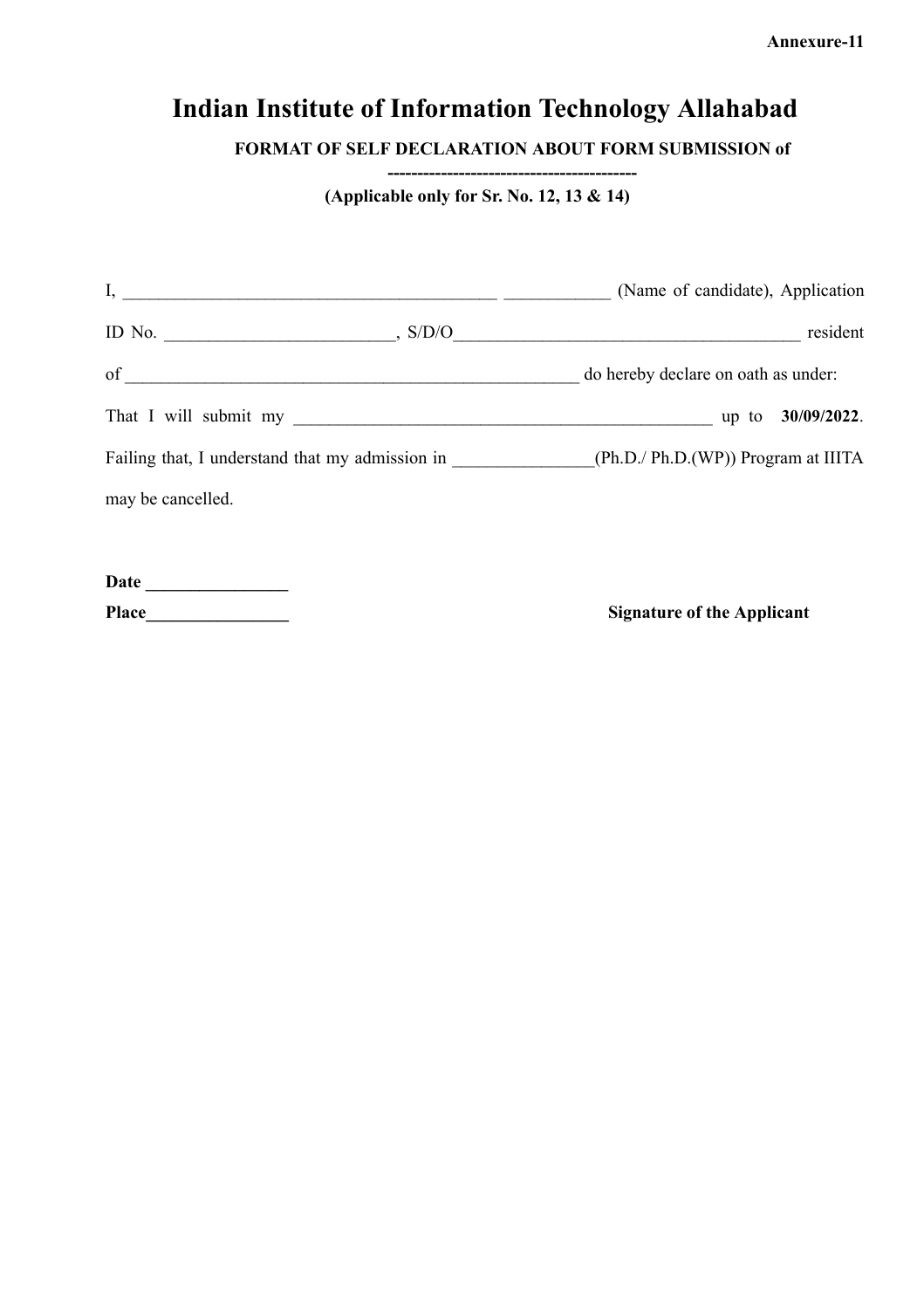**Annexure-11**

# Indian Institute of Information Technology Allahabad

**FORMAT OF SELF DECLARATION ABOUT FORM SUBMISSION of ------------------------------------------**

**(Applicable only for Sr. No. 12, 13 & 14)**

I, __________________________________________ ____________ (Name of candidate), Application ID No. __________________________, S/D/O_______________________________________ resident of ____________________________________________________ do hereby declare on oath as under:

That I will submit my ________________________________________________ up to **30/09/2022**. Failing that, I understand that my admission in ________________(Ph.D./ Ph.D.(WP)) Program at IIITA may be cancelled.

**Date** ________________

**Place**________________

**Signature of the Applicant**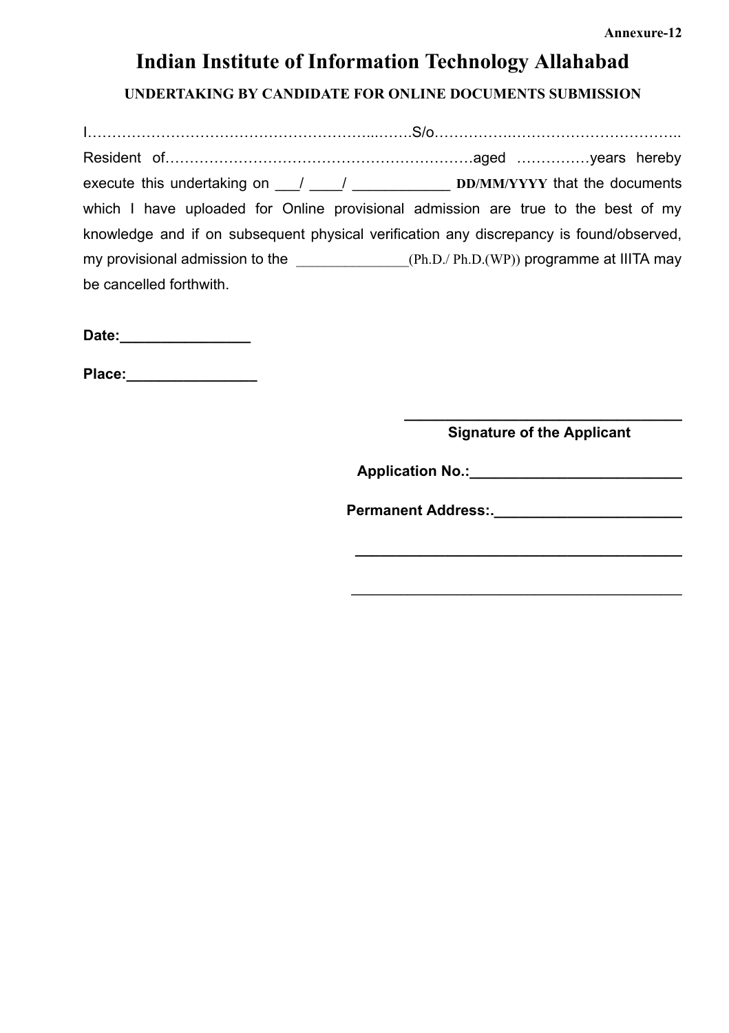Annexure-12

# Indian Institute of Information Technology Allahabad

## UNDERTAKING BY CANDIDATE FOR ONLINE DOCUMENTS SUBMISSION

I…………………………………………………...…….S/o……………..…………………………..
Resident of………………………………………………………aged ……………years hereby execute this undertaking on ___/ ____/ ____________ **DD/MM/YYYY** that the documents which I have uploaded for Online provisional admission are true to the best of my knowledge and if on subsequent physical verification any discrepancy is found/observed, my provisional admission to the _______________(Ph.D./ Ph.D.(WP)) programme at IIITA may be cancelled forthwith.

**Date:________________**

**Place:________________**

**___________________________________**
**Signature of the Applicant**

**Application No.:__________________________**

**Permanent Address:._______________________**

**_________________________________________**

_________________________________________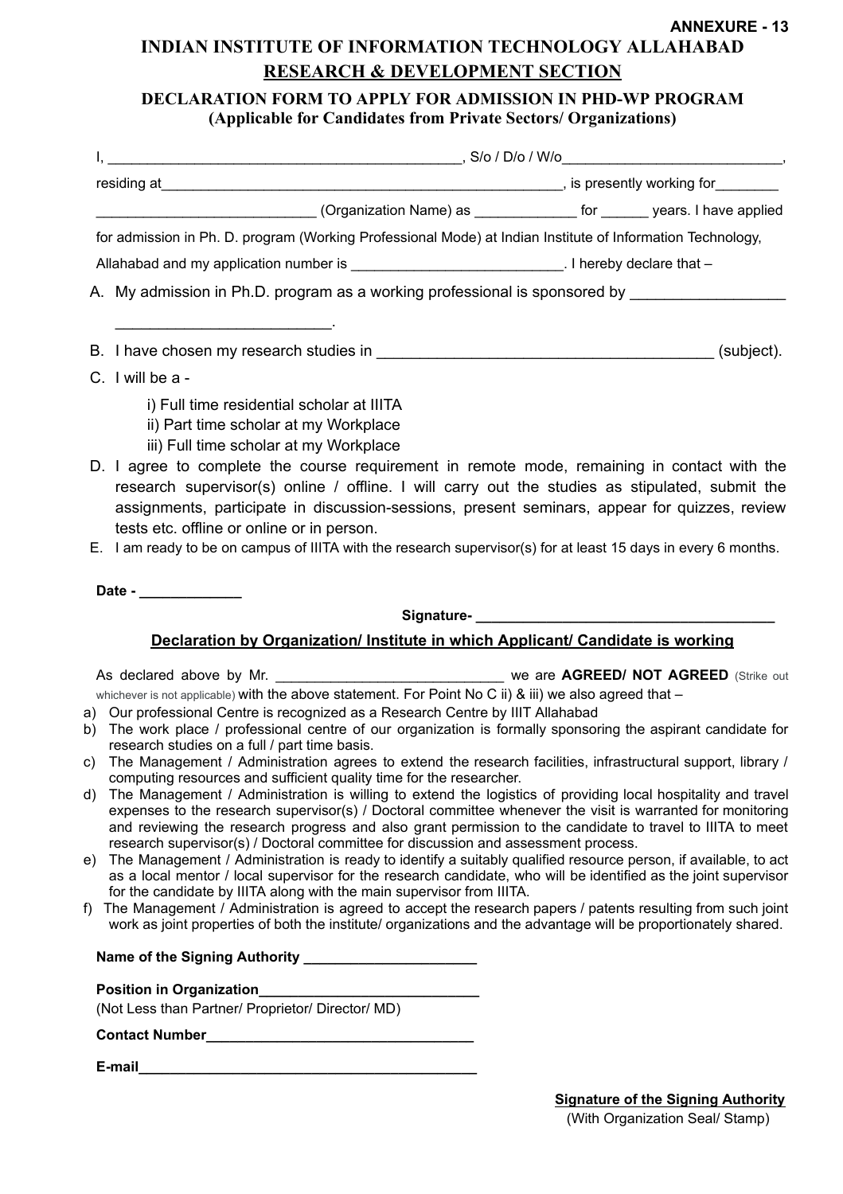**ANNEXURE - 13**

# INDIAN INSTITUTE OF INFORMATION TECHNOLOGY ALLAHABAD

## RESEARCH & DEVELOPMENT SECTION

### DECLARATION FORM TO APPLY FOR ADMISSION IN PHD-WP PROGRAM
### (Applicable for Candidates from Private Sectors/ Organizations)

I, _____________________________________________, S/o / D/o / W/o____________________________, residing at_____________________________________________________, is presently working for________ ____________________________ (Organization Name) as _____________ for ______ years. I have applied for admission in Ph. D. program (Working Professional Mode) at Indian Institute of Information Technology, Allahabad and my application number is ___________________________. I hereby declare that –

A. My admission in Ph.D. program as a working professional is sponsored by __________________ __________________________.

B. I have chosen my research studies in ________________________________________ (subject).

C. I will be a -

   i) Full time residential scholar at IIITA
   ii) Part time scholar at my Workplace
   iii) Full time scholar at my Workplace

D. I agree to complete the course requirement in remote mode, remaining in contact with the research supervisor(s) online / offline. I will carry out the studies as stipulated, submit the assignments, participate in discussion-sessions, present seminars, appear for quizzes, review tests etc. offline or online or in person.

E. I am ready to be on campus of IIITA with the research supervisor(s) for at least 15 days in every 6 months.

**Date - _____________**

**Signature- ______________________________________**

**Declaration by Organization/ Institute in which Applicant/ Candidate is working**

As declared above by Mr. ______________________________ we are **AGREED/ NOT AGREED** (Strike out whichever is not applicable) with the above statement. For Point No C ii) & iii) we also agreed that –

a) Our professional Centre is recognized as a Research Centre by IIIT Allahabad
b) The work place / professional centre of our organization is formally sponsoring the aspirant candidate for research studies on a full / part time basis.
c) The Management / Administration agrees to extend the research facilities, infrastructural support, library / computing resources and sufficient quality time for the researcher.
d) The Management / Administration is willing to extend the logistics of providing local hospitality and travel expenses to the research supervisor(s) / Doctoral committee whenever the visit is warranted for monitoring and reviewing the research progress and also grant permission to the candidate to travel to IIITA to meet research supervisor(s) / Doctoral committee for discussion and assessment process.
e) The Management / Administration is ready to identify a suitably qualified resource person, if available, to act as a local mentor / local supervisor for the research candidate, who will be identified as the joint supervisor for the candidate by IIITA along with the main supervisor from IIITA.
f) The Management / Administration is agreed to accept the research papers / patents resulting from such joint work as joint properties of both the institute/ organizations and the advantage will be proportionately shared.

**Name of the Signing Authority ______________________**

**Position in Organization____________________________**
(Not Less than Partner/ Proprietor/ Director/ MD)

**Contact Number__________________________________**

**E-mail___________________________________________**

**Signature of the Signing Authority**
(With Organization Seal/ Stamp)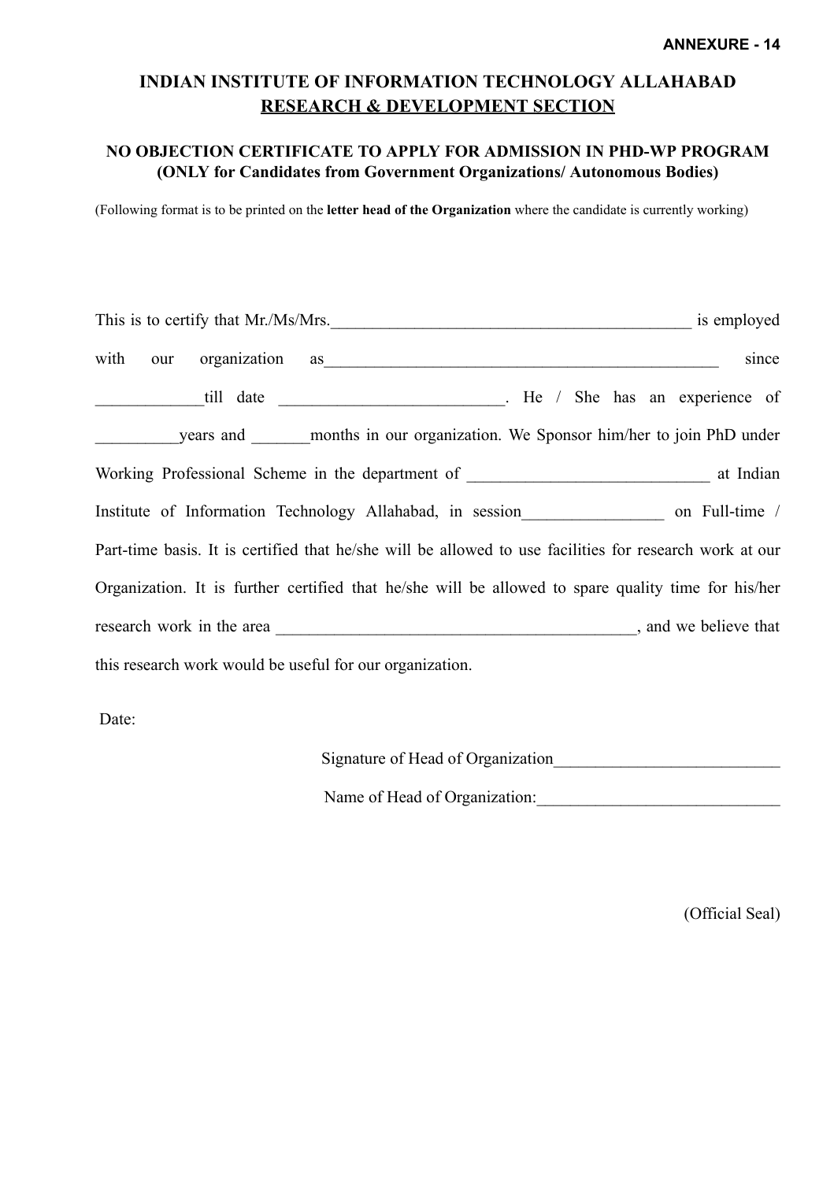**ANNEXURE - 14**

# INDIAN INSTITUTE OF INFORMATION TECHNOLOGY ALLAHABAD

## <u>RESEARCH & DEVELOPMENT SECTION</u>

### NO OBJECTION CERTIFICATE TO APPLY FOR ADMISSION IN PHD-WP PROGRAM (ONLY for Candidates from Government Organizations/ Autonomous Bodies)

(Following format is to be printed on the **letter head of the Organization** where the candidate is currently working)

This is to certify that Mr./Ms/Mrs.___________________________________________ is employed with our organization as_______________________________________________ since _____________till date __________________________. He / She has an experience of __________years and _______months in our organization. We Sponsor him/her to join PhD under Working Professional Scheme in the department of ____________________________ at Indian Institute of Information Technology Allahabad, in session________________ on Full-time / Part-time basis. It is certified that he/she will be allowed to use facilities for research work at our Organization. It is further certified that he/she will be allowed to spare quality time for his/her research work in the area __________________________________________, and we believe that this research work would be useful for our organization.

Date:

Signature of Head of Organization__________________________

Name of Head of Organization:____________________________

(Official Seal)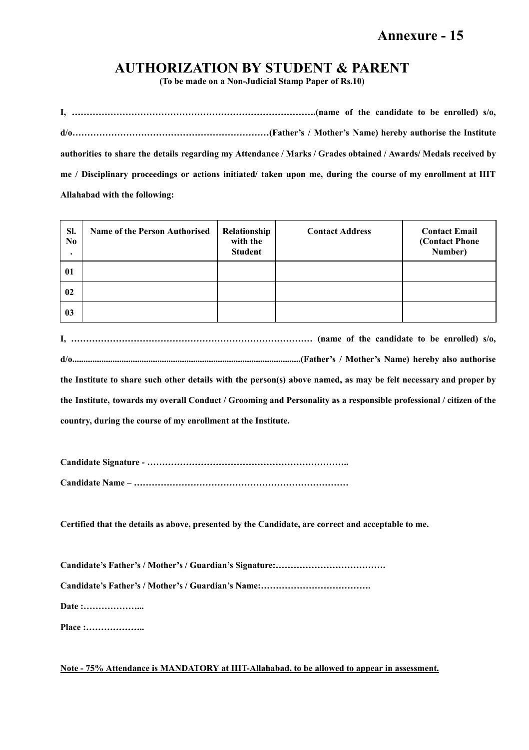**Annexure - 15**

# AUTHORIZATION BY STUDENT & PARENT

**(To be made on a Non-Judicial Stamp Paper of Rs.10)**

**I, ……………………………………………………………………….(name of the candidate to be enrolled) s/o, d/o…………………………………………………………(Father's / Mother's Name) hereby authorise the Institute authorities to share the details regarding my Attendance / Marks / Grades obtained / Awards/ Medals received by me / Disciplinary proceedings or actions initiated/ taken upon me, during the course of my enrollment at IIIT Allahabad with the following:**

| Sl. No. | Name of the Person Authorised | Relationship with the Student | Contact Address | Contact Email (Contact Phone Number) |
|---|---|---|---|---|
| 01 | | | | |
| 02 | | | | |
| 03 | | | | |

**I, ……………………………………………………………………… (name of the candidate to be enrolled) s/o, d/o.....................................................................................................(Father's / Mother's Name) hereby also authorise the Institute to share such other details with the person(s) above named, as may be felt necessary and proper by the Institute, towards my overall Conduct / Grooming and Personality as a responsible professional / citizen of the country, during the course of my enrollment at the Institute.**

**Candidate Signature - …………………………………………………………..**

**Candidate Name – ………………………………………………………………**

**Certified that the details as above, presented by the Candidate, are correct and acceptable to me.**

**Candidate's Father's / Mother's / Guardian's Signature:……………………………….**

**Candidate's Father's / Mother's / Guardian's Name:……………………………….**

**Date :………………...**

**Place :………………..**

**Note - 75% Attendance is MANDATORY at IIIT-Allahabad, to be allowed to appear in assessment.**